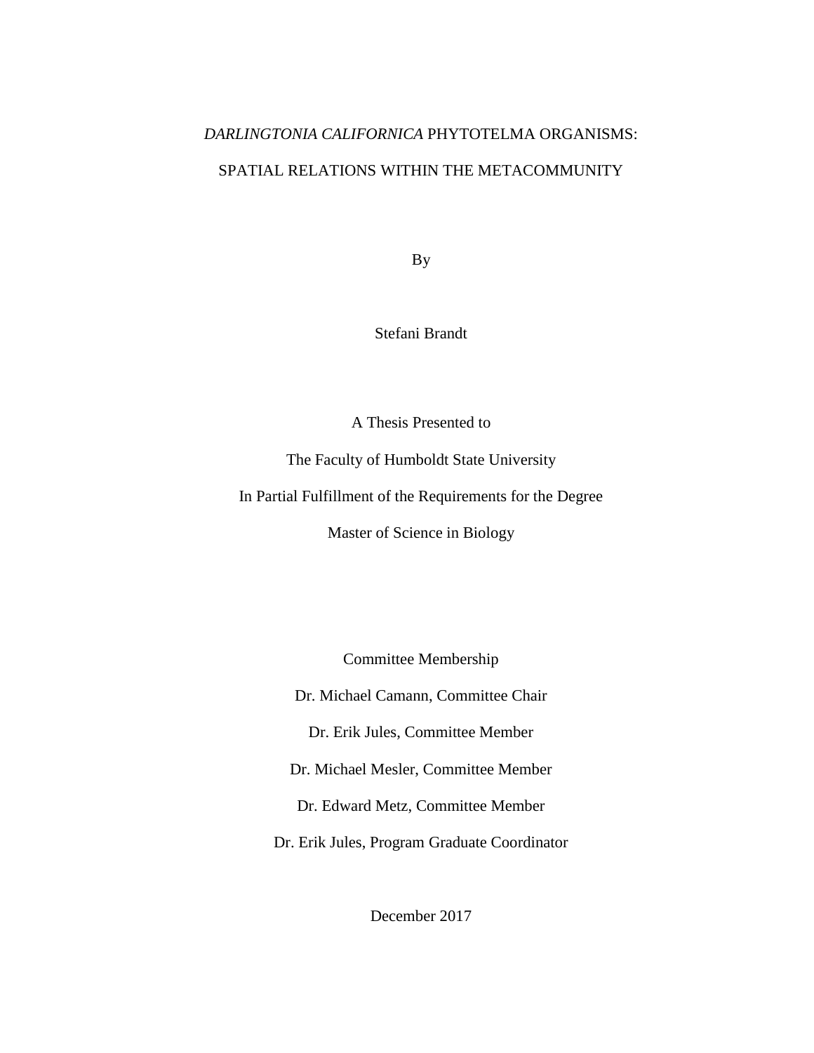# *DARLINGTONIA CALIFORNICA* PHYTOTELMA ORGANISMS: SPATIAL RELATIONS WITHIN THE METACOMMUNITY

By

Stefani Brandt

A Thesis Presented to

The Faculty of Humboldt State University

In Partial Fulfillment of the Requirements for the Degree

Master of Science in Biology

Committee Membership

Dr. Michael Camann, Committee Chair

Dr. Erik Jules, Committee Member

Dr. Michael Mesler, Committee Member

Dr. Edward Metz, Committee Member

Dr. Erik Jules, Program Graduate Coordinator

December 2017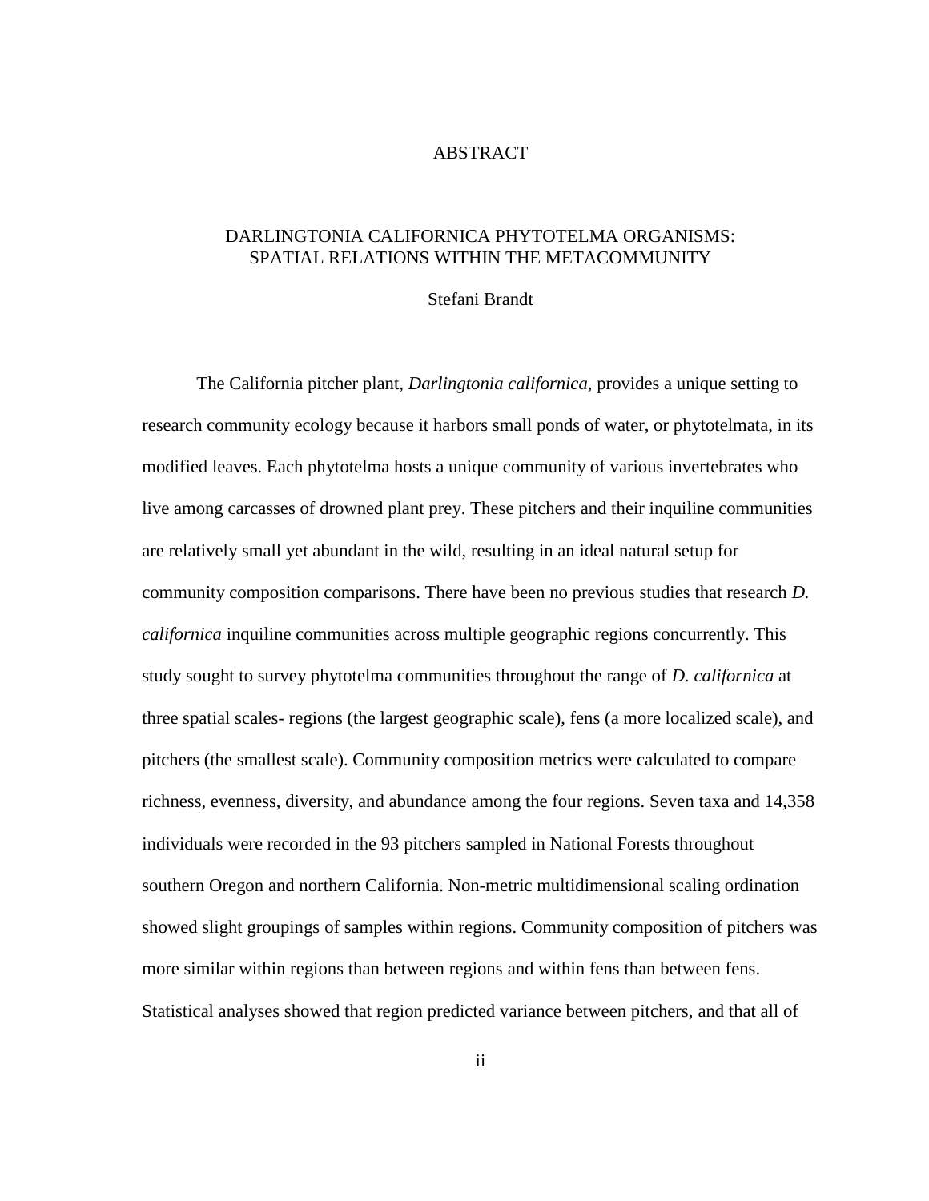# ABSTRACT

## DARLINGTONIA CALIFORNICA PHYTOTELMA ORGANISMS: SPATIAL RELATIONS WITHIN THE METACOMMUNITY

Stefani Brandt

The California pitcher plant, *Darlingtonia californica*, provides a unique setting to research community ecology because it harbors small ponds of water, or phytotelmata, in its modified leaves. Each phytotelma hosts a unique community of various invertebrates who live among carcasses of drowned plant prey. These pitchers and their inquiline communities are relatively small yet abundant in the wild, resulting in an ideal natural setup for community composition comparisons. There have been no previous studies that research *D. californica* inquiline communities across multiple geographic regions concurrently. This study sought to survey phytotelma communities throughout the range of *D. californica* at three spatial scales- regions (the largest geographic scale), fens (a more localized scale), and pitchers (the smallest scale). Community composition metrics were calculated to compare richness, evenness, diversity, and abundance among the four regions. Seven taxa and 14,358 individuals were recorded in the 93 pitchers sampled in National Forests throughout southern Oregon and northern California. Non-metric multidimensional scaling ordination showed slight groupings of samples within regions. Community composition of pitchers was more similar within regions than between regions and within fens than between fens. Statistical analyses showed that region predicted variance between pitchers, and that all of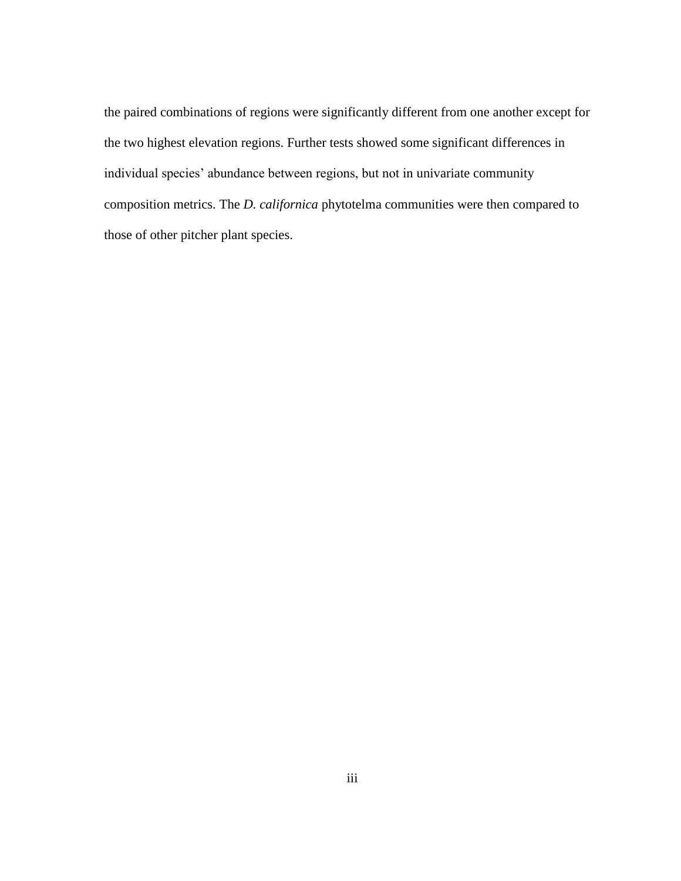the paired combinations of regions were significantly different from one another except for the two highest elevation regions. Further tests showed some significant differences in individual species' abundance between regions, but not in univariate community composition metrics. The *D. californica* phytotelma communities were then compared to those of other pitcher plant species.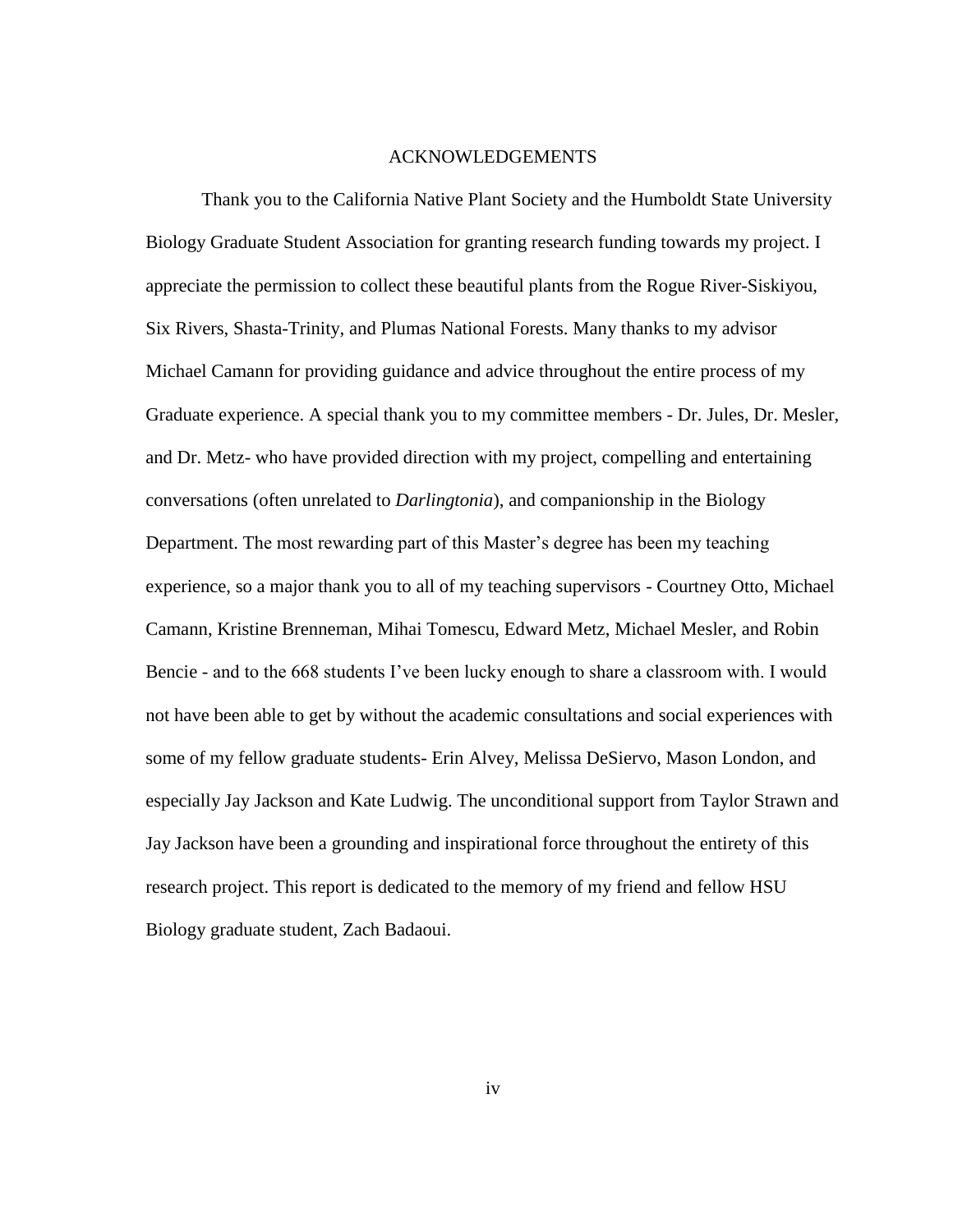# ACKNOWLEDGEMENTS

Thank you to the California Native Plant Society and the Humboldt State University Biology Graduate Student Association for granting research funding towards my project. I appreciate the permission to collect these beautiful plants from the Rogue River-Siskiyou, Six Rivers, Shasta-Trinity, and Plumas National Forests. Many thanks to my advisor Michael Camann for providing guidance and advice throughout the entire process of my Graduate experience. A special thank you to my committee members - Dr. Jules, Dr. Mesler, and Dr. Metz- who have provided direction with my project, compelling and entertaining conversations (often unrelated to *Darlingtonia*), and companionship in the Biology Department. The most rewarding part of this Master's degree has been my teaching experience, so a major thank you to all of my teaching supervisors - Courtney Otto, Michael Camann, Kristine Brenneman, Mihai Tomescu, Edward Metz, Michael Mesler, and Robin Bencie - and to the 668 students I've been lucky enough to share a classroom with. I would not have been able to get by without the academic consultations and social experiences with some of my fellow graduate students- Erin Alvey, Melissa DeSiervo, Mason London, and especially Jay Jackson and Kate Ludwig. The unconditional support from Taylor Strawn and Jay Jackson have been a grounding and inspirational force throughout the entirety of this research project. This report is dedicated to the memory of my friend and fellow HSU Biology graduate student, Zach Badaoui.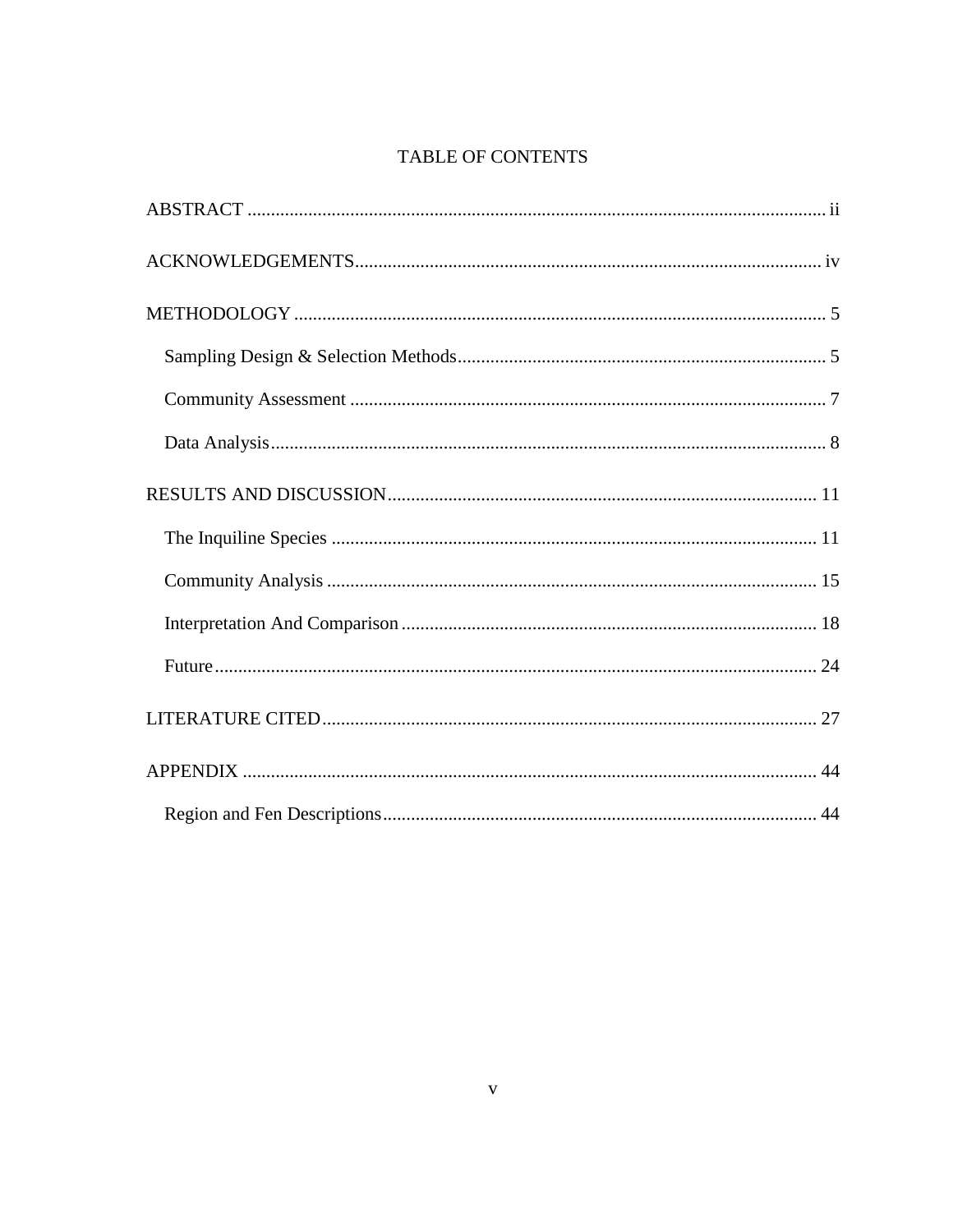# TABLE OF CONTENTS

ABSTRACT ........................................................................................................................... ii

ACKNOWLEDGEMENTS................................................................................................... iv

METHODOLOGY ................................................................................................................. 5

- Sampling Design & Selection Methods.............................................................................. 5
- Community Assessment ..................................................................................................... 7
- Data Analysis...................................................................................................................... 8

RESULTS AND DISCUSSION........................................................................................... 11

- The Inquiline Species ....................................................................................................... 11
- Community Analysis ........................................................................................................ 15
- Interpretation And Comparison ........................................................................................ 18
- Future................................................................................................................................ 24

LITERATURE CITED......................................................................................................... 27

APPENDIX .......................................................................................................................... 44

- Region and Fen Descriptions............................................................................................ 44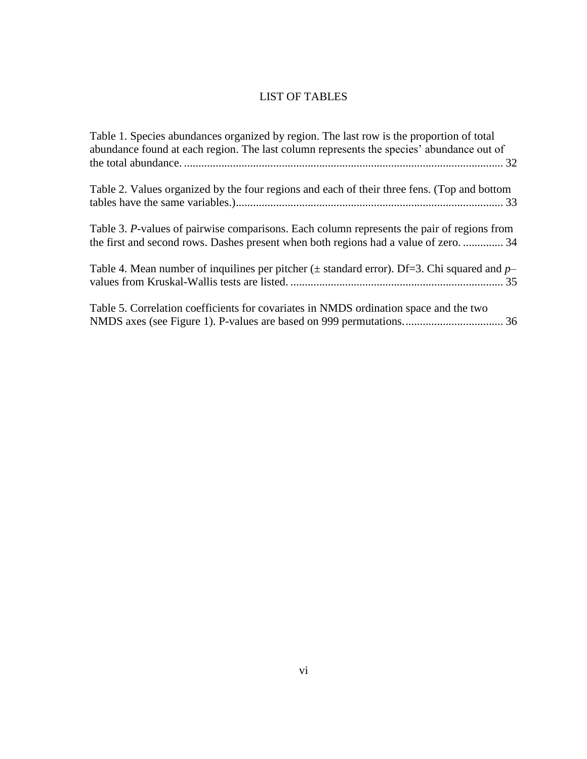# LIST OF TABLES

Table 1. Species abundances organized by region. The last row is the proportion of total abundance found at each region. The last column represents the species' abundance out of the total abundance. ............................................................................................................. 32

Table 2. Values organized by the four regions and each of their three fens. (Top and bottom tables have the same variables.)............................................................................................ 33

Table 3. *P*-values of pairwise comparisons. Each column represents the pair of regions from the first and second rows. Dashes present when both regions had a value of zero. .............. 34

Table 4. Mean number of inquilines per pitcher (± standard error). Df=3. Chi squared and *p*–values from Kruskal-Wallis tests are listed. ......................................................................... 35

Table 5. Correlation coefficients for covariates in NMDS ordination space and the two NMDS axes (see Figure 1). P-values are based on 999 permutations.................................. 36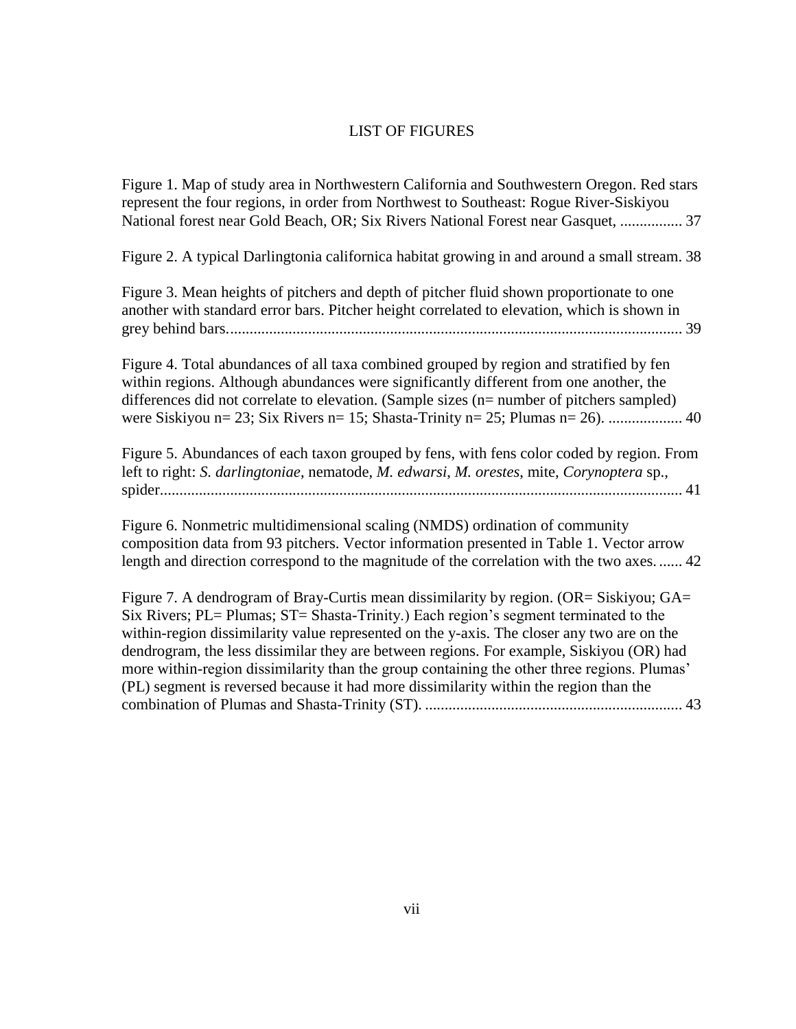# LIST OF FIGURES

Figure 1. Map of study area in Northwestern California and Southwestern Oregon. Red stars represent the four regions, in order from Northwest to Southeast: Rogue River-Siskiyou National forest near Gold Beach, OR; Six Rivers National Forest near Gasquet, ................ 37

Figure 2. A typical Darlingtonia californica habitat growing in and around a small stream. 38

Figure 3. Mean heights of pitchers and depth of pitcher fluid shown proportionate to one another with standard error bars. Pitcher height correlated to elevation, which is shown in grey behind bars..................................................................................................................... 39

Figure 4. Total abundances of all taxa combined grouped by region and stratified by fen within regions. Although abundances were significantly different from one another, the differences did not correlate to elevation. (Sample sizes (n= number of pitchers sampled) were Siskiyou n= 23; Six Rivers n= 15; Shasta-Trinity n= 25; Plumas n= 26). ................... 40

Figure 5. Abundances of each taxon grouped by fens, with fens color coded by region. From left to right: *S. darlingtoniae*, nematode, *M. edwarsi*, *M. orestes*, mite, *Corynoptera* sp., spider..................................................................................................................................... 41

Figure 6. Nonmetric multidimensional scaling (NMDS) ordination of community composition data from 93 pitchers. Vector information presented in Table 1. Vector arrow length and direction correspond to the magnitude of the correlation with the two axes. ...... 42

Figure 7. A dendrogram of Bray-Curtis mean dissimilarity by region. (OR= Siskiyou; GA= Six Rivers; PL= Plumas; ST= Shasta-Trinity.) Each region's segment terminated to the within-region dissimilarity value represented on the y-axis. The closer any two are on the dendrogram, the less dissimilar they are between regions. For example, Siskiyou (OR) had more within-region dissimilarity than the group containing the other three regions. Plumas' (PL) segment is reversed because it had more dissimilarity within the region than the combination of Plumas and Shasta-Trinity (ST). .................................................................. 43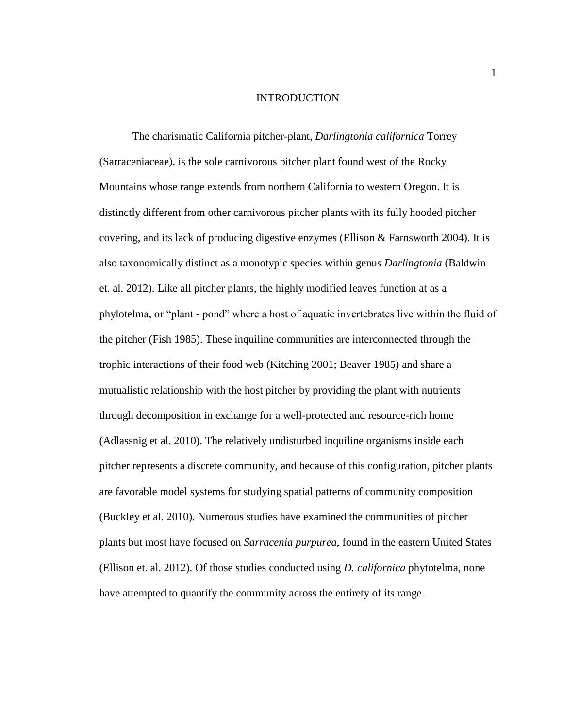# INTRODUCTION

The charismatic California pitcher-plant, *Darlingtonia californica* Torrey (Sarraceniaceae), is the sole carnivorous pitcher plant found west of the Rocky Mountains whose range extends from northern California to western Oregon. It is distinctly different from other carnivorous pitcher plants with its fully hooded pitcher covering, and its lack of producing digestive enzymes (Ellison & Farnsworth 2004). It is also taxonomically distinct as a monotypic species within genus *Darlingtonia* (Baldwin et. al. 2012). Like all pitcher plants, the highly modified leaves function at as a phylotelma, or "plant - pond" where a host of aquatic invertebrates live within the fluid of the pitcher (Fish 1985). These inquiline communities are interconnected through the trophic interactions of their food web (Kitching 2001; Beaver 1985) and share a mutualistic relationship with the host pitcher by providing the plant with nutrients through decomposition in exchange for a well-protected and resource-rich home (Adlassnig et al. 2010). The relatively undisturbed inquiline organisms inside each pitcher represents a discrete community, and because of this configuration, pitcher plants are favorable model systems for studying spatial patterns of community composition (Buckley et al. 2010). Numerous studies have examined the communities of pitcher plants but most have focused on *Sarracenia purpurea*, found in the eastern United States (Ellison et. al. 2012). Of those studies conducted using *D. californica* phytotelma, none have attempted to quantify the community across the entirety of its range.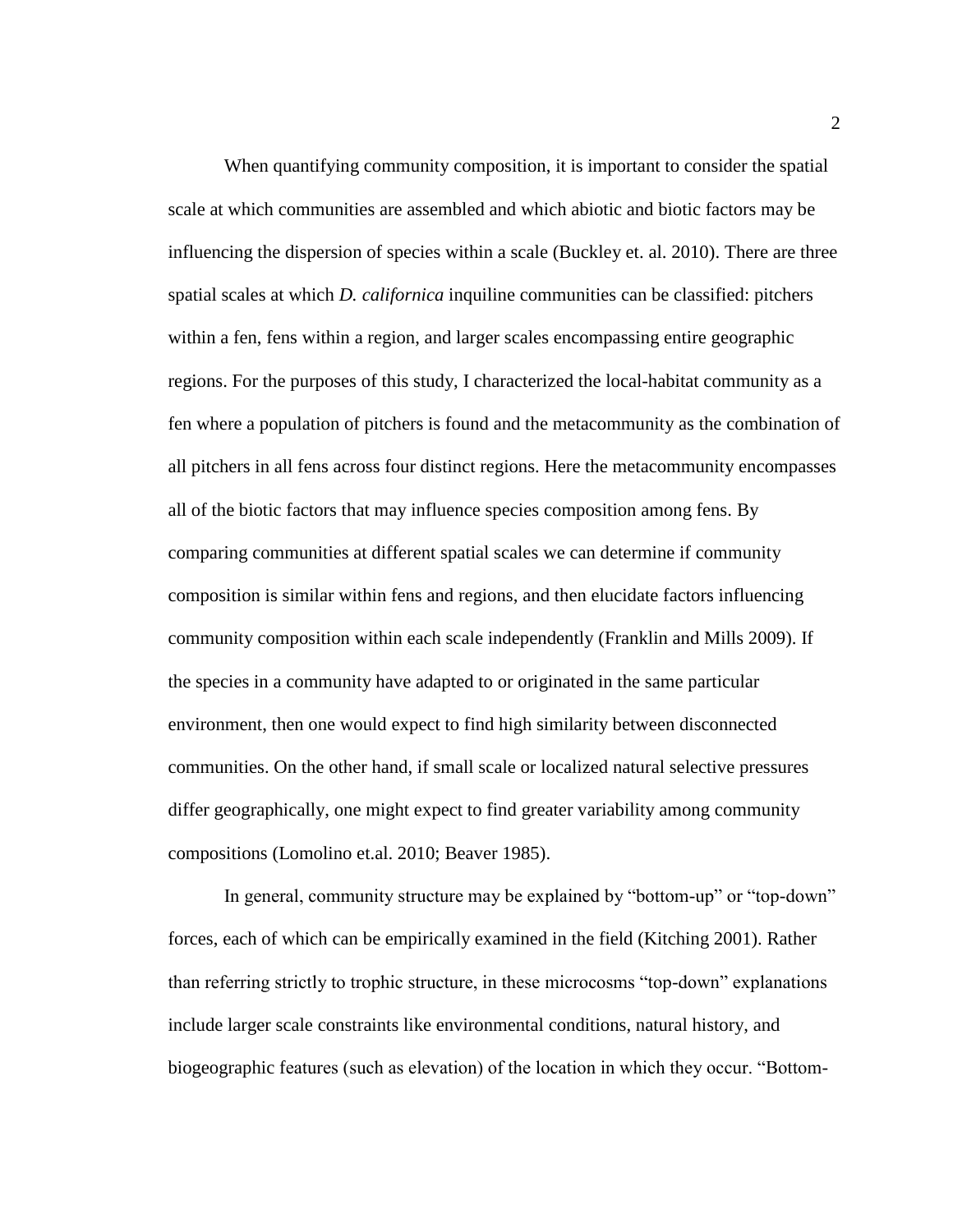When quantifying community composition, it is important to consider the spatial scale at which communities are assembled and which abiotic and biotic factors may be influencing the dispersion of species within a scale (Buckley et. al. 2010). There are three spatial scales at which *D. californica* inquiline communities can be classified: pitchers within a fen, fens within a region, and larger scales encompassing entire geographic regions. For the purposes of this study, I characterized the local-habitat community as a fen where a population of pitchers is found and the metacommunity as the combination of all pitchers in all fens across four distinct regions. Here the metacommunity encompasses all of the biotic factors that may influence species composition among fens. By comparing communities at different spatial scales we can determine if community composition is similar within fens and regions, and then elucidate factors influencing community composition within each scale independently (Franklin and Mills 2009). If the species in a community have adapted to or originated in the same particular environment, then one would expect to find high similarity between disconnected communities. On the other hand, if small scale or localized natural selective pressures differ geographically, one might expect to find greater variability among community compositions (Lomolino et.al. 2010; Beaver 1985).

In general, community structure may be explained by "bottom-up" or "top-down" forces, each of which can be empirically examined in the field (Kitching 2001). Rather than referring strictly to trophic structure, in these microcosms "top-down" explanations include larger scale constraints like environmental conditions, natural history, and biogeographic features (such as elevation) of the location in which they occur. "Bottom-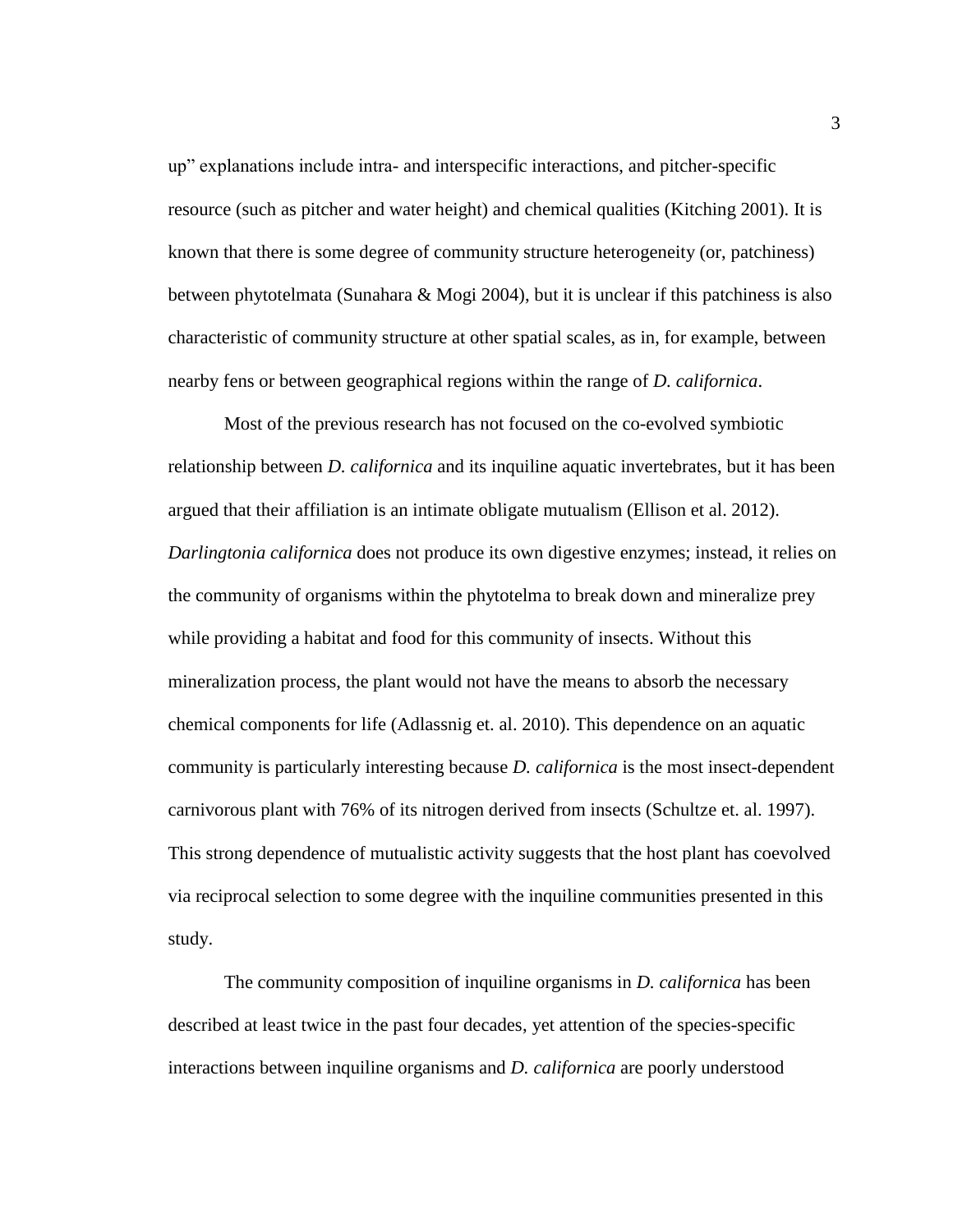up" explanations include intra- and interspecific interactions, and pitcher-specific resource (such as pitcher and water height) and chemical qualities (Kitching 2001). It is known that there is some degree of community structure heterogeneity (or, patchiness) between phytotelmata (Sunahara & Mogi 2004), but it is unclear if this patchiness is also characteristic of community structure at other spatial scales, as in, for example, between nearby fens or between geographical regions within the range of *D. californica*.

Most of the previous research has not focused on the co-evolved symbiotic relationship between *D. californica* and its inquiline aquatic invertebrates, but it has been argued that their affiliation is an intimate obligate mutualism (Ellison et al. 2012). *Darlingtonia californica* does not produce its own digestive enzymes; instead, it relies on the community of organisms within the phytotelma to break down and mineralize prey while providing a habitat and food for this community of insects. Without this mineralization process, the plant would not have the means to absorb the necessary chemical components for life (Adlassnig et. al. 2010). This dependence on an aquatic community is particularly interesting because *D. californica* is the most insect-dependent carnivorous plant with 76% of its nitrogen derived from insects (Schultze et. al. 1997). This strong dependence of mutualistic activity suggests that the host plant has coevolved via reciprocal selection to some degree with the inquiline communities presented in this study.

The community composition of inquiline organisms in *D. californica* has been described at least twice in the past four decades, yet attention of the species-specific interactions between inquiline organisms and *D. californica* are poorly understood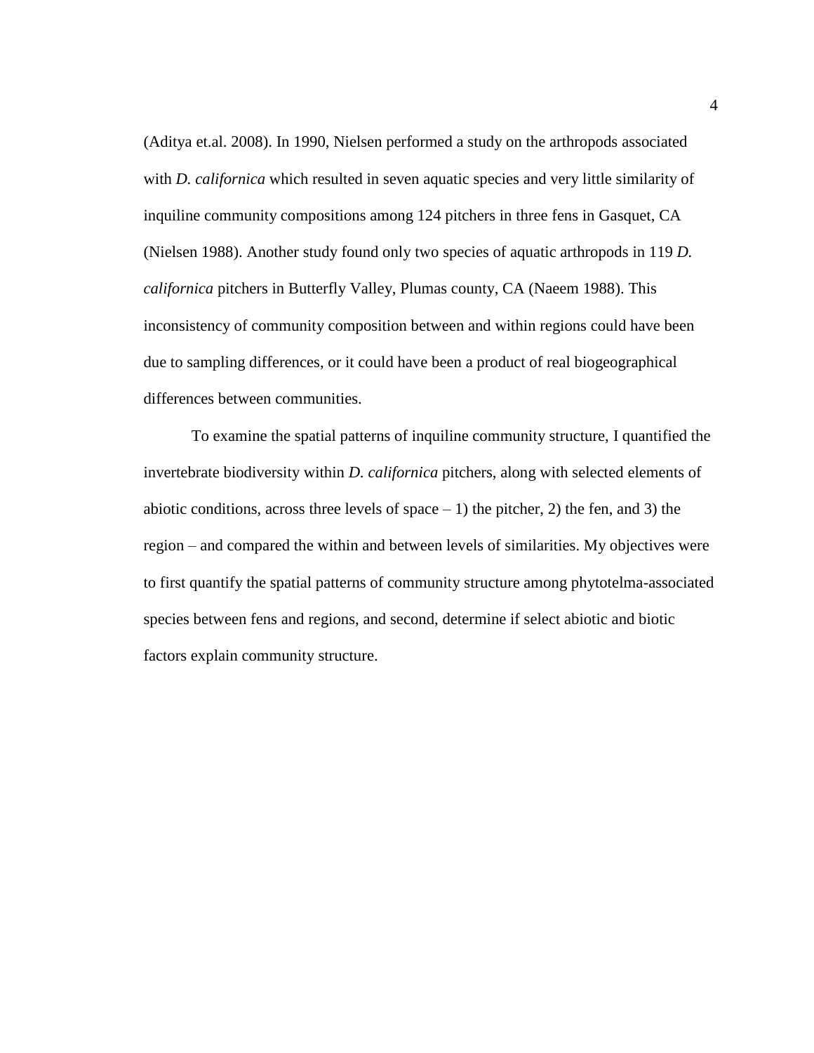(Aditya et.al. 2008). In 1990, Nielsen performed a study on the arthropods associated with *D. californica* which resulted in seven aquatic species and very little similarity of inquiline community compositions among 124 pitchers in three fens in Gasquet, CA (Nielsen 1988). Another study found only two species of aquatic arthropods in 119 *D. californica* pitchers in Butterfly Valley, Plumas county, CA (Naeem 1988). This inconsistency of community composition between and within regions could have been due to sampling differences, or it could have been a product of real biogeographical differences between communities.

To examine the spatial patterns of inquiline community structure, I quantified the invertebrate biodiversity within *D. californica* pitchers, along with selected elements of abiotic conditions, across three levels of space – 1) the pitcher, 2) the fen, and 3) the region – and compared the within and between levels of similarities. My objectives were to first quantify the spatial patterns of community structure among phytotelma-associated species between fens and regions, and second, determine if select abiotic and biotic factors explain community structure.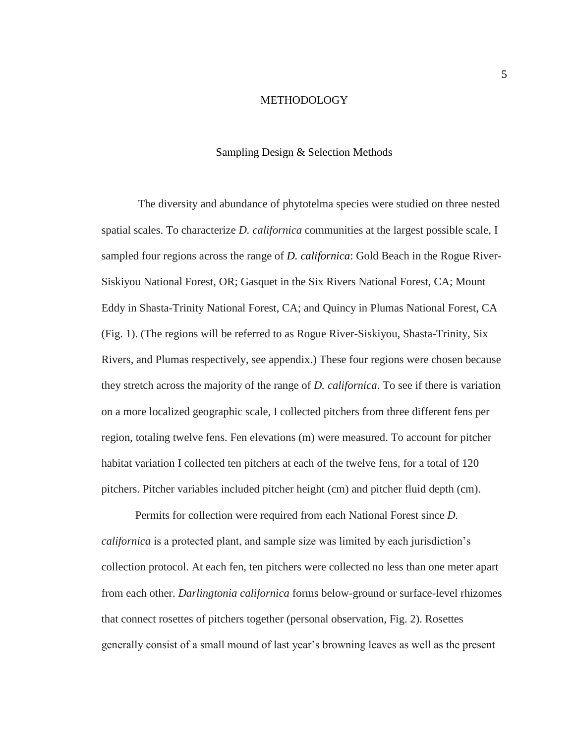# METHODOLOGY

## Sampling Design & Selection Methods

The diversity and abundance of phytotelma species were studied on three nested spatial scales. To characterize *D. californica* communities at the largest possible scale, I sampled four regions across the range of *D. californica*: Gold Beach in the Rogue River-Siskiyou National Forest, OR; Gasquet in the Six Rivers National Forest, CA; Mount Eddy in Shasta-Trinity National Forest, CA; and Quincy in Plumas National Forest, CA (Fig. 1). (The regions will be referred to as Rogue River-Siskiyou, Shasta-Trinity, Six Rivers, and Plumas respectively, see appendix.) These four regions were chosen because they stretch across the majority of the range of *D. californica*. To see if there is variation on a more localized geographic scale, I collected pitchers from three different fens per region, totaling twelve fens. Fen elevations (m) were measured. To account for pitcher habitat variation I collected ten pitchers at each of the twelve fens, for a total of 120 pitchers. Pitcher variables included pitcher height (cm) and pitcher fluid depth (cm).

Permits for collection were required from each National Forest since *D. californica* is a protected plant, and sample size was limited by each jurisdiction's collection protocol. At each fen, ten pitchers were collected no less than one meter apart from each other. *Darlingtonia californica* forms below-ground or surface-level rhizomes that connect rosettes of pitchers together (personal observation, Fig. 2). Rosettes generally consist of a small mound of last year's browning leaves as well as the present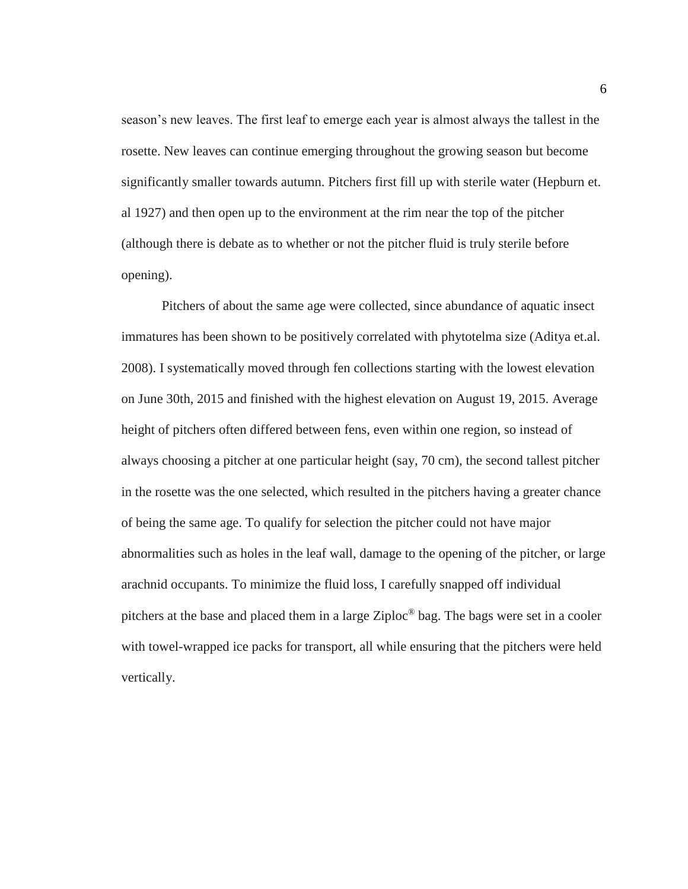season's new leaves. The first leaf to emerge each year is almost always the tallest in the rosette. New leaves can continue emerging throughout the growing season but become significantly smaller towards autumn. Pitchers first fill up with sterile water (Hepburn et. al 1927) and then open up to the environment at the rim near the top of the pitcher (although there is debate as to whether or not the pitcher fluid is truly sterile before opening).

Pitchers of about the same age were collected, since abundance of aquatic insect immatures has been shown to be positively correlated with phytotelma size (Aditya et.al. 2008). I systematically moved through fen collections starting with the lowest elevation on June 30th, 2015 and finished with the highest elevation on August 19, 2015. Average height of pitchers often differed between fens, even within one region, so instead of always choosing a pitcher at one particular height (say, 70 cm), the second tallest pitcher in the rosette was the one selected, which resulted in the pitchers having a greater chance of being the same age. To qualify for selection the pitcher could not have major abnormalities such as holes in the leaf wall, damage to the opening of the pitcher, or large arachnid occupants. To minimize the fluid loss, I carefully snapped off individual pitchers at the base and placed them in a large Ziploc® bag. The bags were set in a cooler with towel-wrapped ice packs for transport, all while ensuring that the pitchers were held vertically.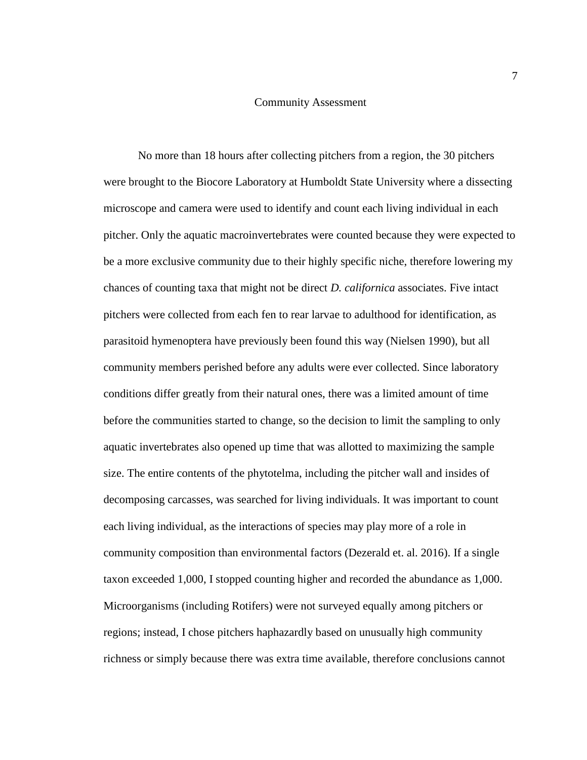## Community Assessment

No more than 18 hours after collecting pitchers from a region, the 30 pitchers were brought to the Biocore Laboratory at Humboldt State University where a dissecting microscope and camera were used to identify and count each living individual in each pitcher. Only the aquatic macroinvertebrates were counted because they were expected to be a more exclusive community due to their highly specific niche, therefore lowering my chances of counting taxa that might not be direct *D. californica* associates. Five intact pitchers were collected from each fen to rear larvae to adulthood for identification, as parasitoid hymenoptera have previously been found this way (Nielsen 1990), but all community members perished before any adults were ever collected. Since laboratory conditions differ greatly from their natural ones, there was a limited amount of time before the communities started to change, so the decision to limit the sampling to only aquatic invertebrates also opened up time that was allotted to maximizing the sample size. The entire contents of the phytotelma, including the pitcher wall and insides of decomposing carcasses, was searched for living individuals. It was important to count each living individual, as the interactions of species may play more of a role in community composition than environmental factors (Dezerald et. al. 2016). If a single taxon exceeded 1,000, I stopped counting higher and recorded the abundance as 1,000. Microorganisms (including Rotifers) were not surveyed equally among pitchers or regions; instead, I chose pitchers haphazardly based on unusually high community richness or simply because there was extra time available, therefore conclusions cannot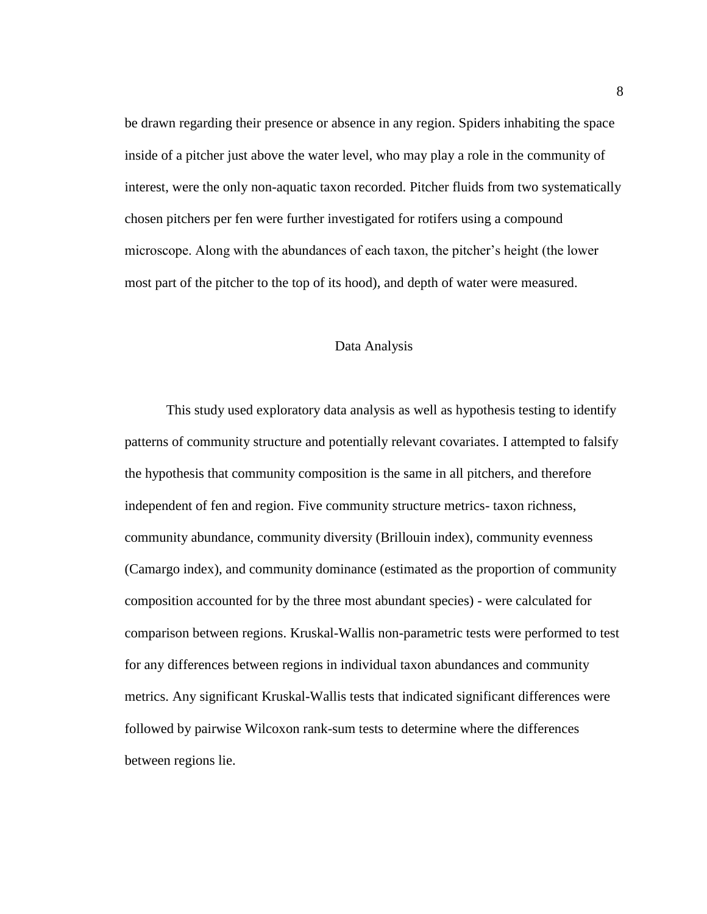be drawn regarding their presence or absence in any region. Spiders inhabiting the space inside of a pitcher just above the water level, who may play a role in the community of interest, were the only non-aquatic taxon recorded. Pitcher fluids from two systematically chosen pitchers per fen were further investigated for rotifers using a compound microscope. Along with the abundances of each taxon, the pitcher's height (the lower most part of the pitcher to the top of its hood), and depth of water were measured.

## Data Analysis

This study used exploratory data analysis as well as hypothesis testing to identify patterns of community structure and potentially relevant covariates. I attempted to falsify the hypothesis that community composition is the same in all pitchers, and therefore independent of fen and region. Five community structure metrics- taxon richness, community abundance, community diversity (Brillouin index), community evenness (Camargo index), and community dominance (estimated as the proportion of community composition accounted for by the three most abundant species) - were calculated for comparison between regions. Kruskal-Wallis non-parametric tests were performed to test for any differences between regions in individual taxon abundances and community metrics. Any significant Kruskal-Wallis tests that indicated significant differences were followed by pairwise Wilcoxon rank-sum tests to determine where the differences between regions lie.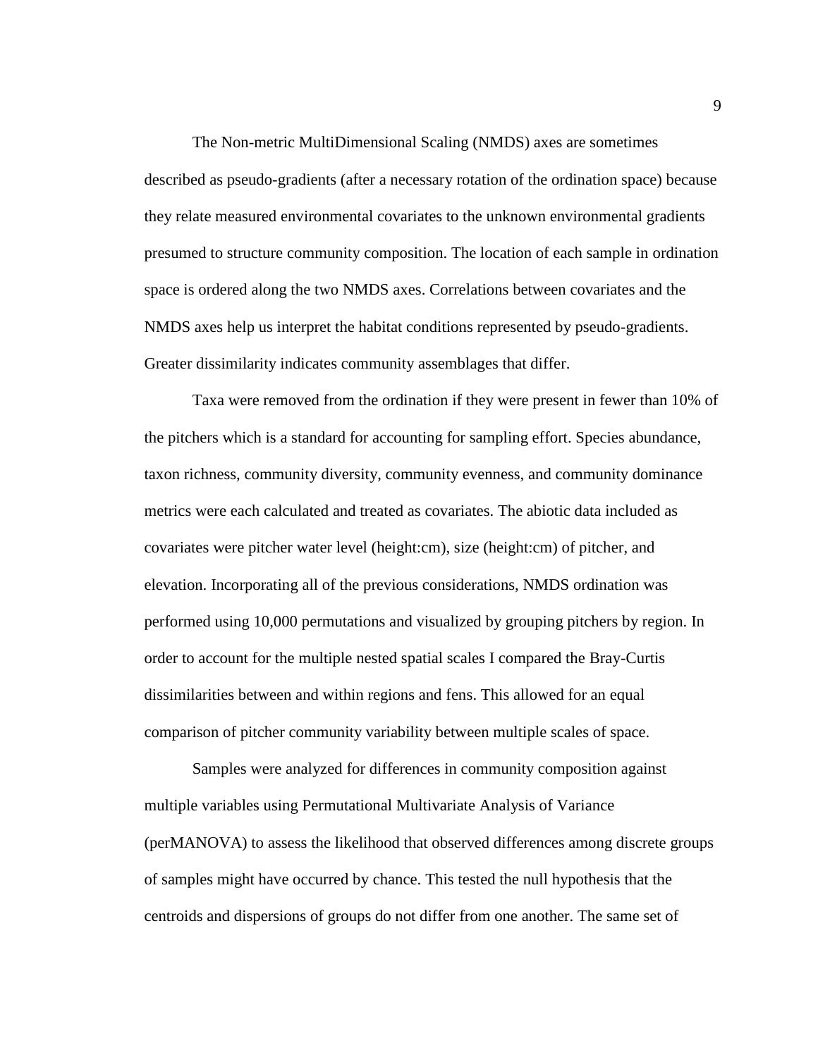The Non-metric MultiDimensional Scaling (NMDS) axes are sometimes described as pseudo-gradients (after a necessary rotation of the ordination space) because they relate measured environmental covariates to the unknown environmental gradients presumed to structure community composition. The location of each sample in ordination space is ordered along the two NMDS axes. Correlations between covariates and the NMDS axes help us interpret the habitat conditions represented by pseudo-gradients. Greater dissimilarity indicates community assemblages that differ.

Taxa were removed from the ordination if they were present in fewer than 10% of the pitchers which is a standard for accounting for sampling effort. Species abundance, taxon richness, community diversity, community evenness, and community dominance metrics were each calculated and treated as covariates. The abiotic data included as covariates were pitcher water level (height:cm), size (height:cm) of pitcher, and elevation. Incorporating all of the previous considerations, NMDS ordination was performed using 10,000 permutations and visualized by grouping pitchers by region. In order to account for the multiple nested spatial scales I compared the Bray-Curtis dissimilarities between and within regions and fens. This allowed for an equal comparison of pitcher community variability between multiple scales of space.

Samples were analyzed for differences in community composition against multiple variables using Permutational Multivariate Analysis of Variance (perMANOVA) to assess the likelihood that observed differences among discrete groups of samples might have occurred by chance. This tested the null hypothesis that the centroids and dispersions of groups do not differ from one another. The same set of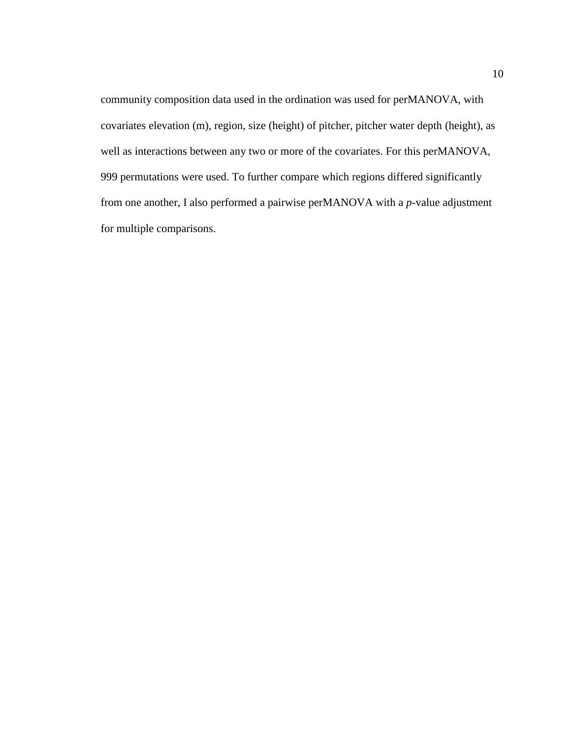community composition data used in the ordination was used for perMANOVA, with covariates elevation (m), region, size (height) of pitcher, pitcher water depth (height), as well as interactions between any two or more of the covariates. For this perMANOVA, 999 permutations were used. To further compare which regions differed significantly from one another, I also performed a pairwise perMANOVA with a *p*-value adjustment for multiple comparisons.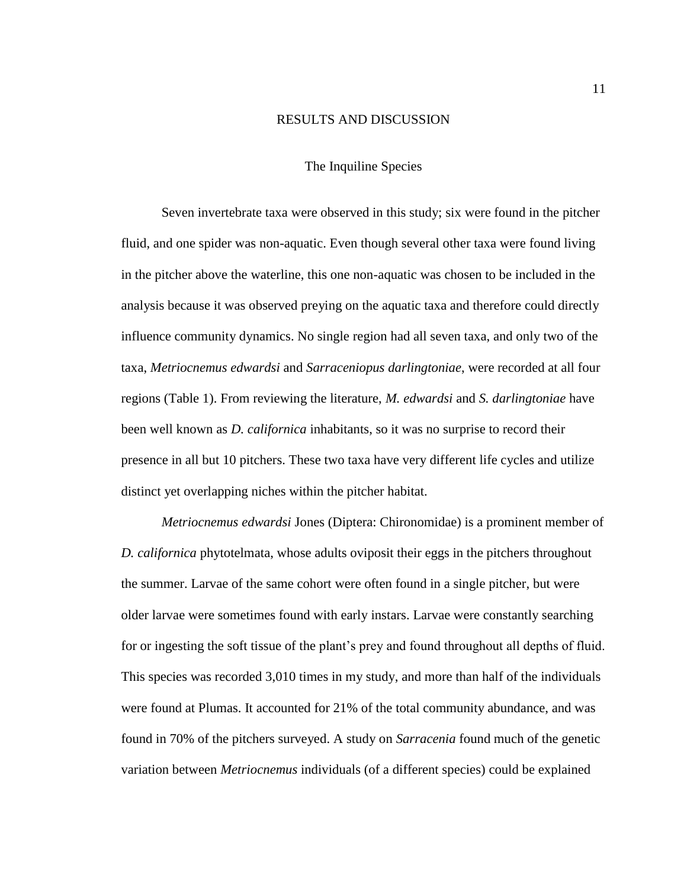# RESULTS AND DISCUSSION

## The Inquiline Species

Seven invertebrate taxa were observed in this study; six were found in the pitcher fluid, and one spider was non-aquatic. Even though several other taxa were found living in the pitcher above the waterline, this one non-aquatic was chosen to be included in the analysis because it was observed preying on the aquatic taxa and therefore could directly influence community dynamics. No single region had all seven taxa, and only two of the taxa, *Metriocnemus edwardsi* and *Sarraceniopus darlingtoniae*, were recorded at all four regions (Table 1). From reviewing the literature, *M. edwardsi* and *S. darlingtoniae* have been well known as *D. californica* inhabitants, so it was no surprise to record their presence in all but 10 pitchers. These two taxa have very different life cycles and utilize distinct yet overlapping niches within the pitcher habitat.

*Metriocnemus edwardsi* Jones (Diptera: Chironomidae) is a prominent member of *D. californica* phytotelmata, whose adults oviposit their eggs in the pitchers throughout the summer. Larvae of the same cohort were often found in a single pitcher, but were older larvae were sometimes found with early instars. Larvae were constantly searching for or ingesting the soft tissue of the plant's prey and found throughout all depths of fluid. This species was recorded 3,010 times in my study, and more than half of the individuals were found at Plumas. It accounted for 21% of the total community abundance, and was found in 70% of the pitchers surveyed. A study on *Sarracenia* found much of the genetic variation between *Metriocnemus* individuals (of a different species) could be explained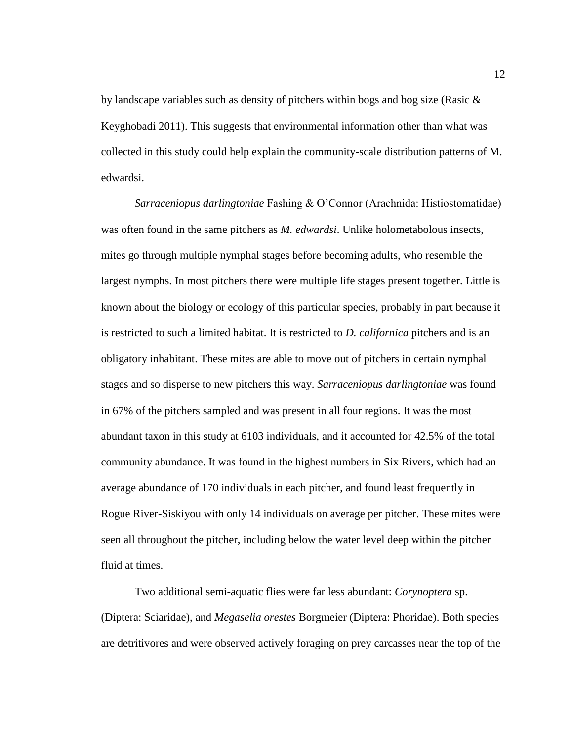by landscape variables such as density of pitchers within bogs and bog size (Rasic & Keyghobadi 2011). This suggests that environmental information other than what was collected in this study could help explain the community-scale distribution patterns of M. edwardsi.

*Sarraceniopus darlingtoniae* Fashing & O'Connor (Arachnida: Histiostomatidae) was often found in the same pitchers as *M. edwardsi*. Unlike holometabolous insects, mites go through multiple nymphal stages before becoming adults, who resemble the largest nymphs. In most pitchers there were multiple life stages present together. Little is known about the biology or ecology of this particular species, probably in part because it is restricted to such a limited habitat. It is restricted to *D. californica* pitchers and is an obligatory inhabitant. These mites are able to move out of pitchers in certain nymphal stages and so disperse to new pitchers this way. *Sarraceniopus darlingtoniae* was found in 67% of the pitchers sampled and was present in all four regions. It was the most abundant taxon in this study at 6103 individuals, and it accounted for 42.5% of the total community abundance. It was found in the highest numbers in Six Rivers, which had an average abundance of 170 individuals in each pitcher, and found least frequently in Rogue River-Siskiyou with only 14 individuals on average per pitcher. These mites were seen all throughout the pitcher, including below the water level deep within the pitcher fluid at times.

Two additional semi-aquatic flies were far less abundant: *Corynoptera* sp. (Diptera: Sciaridae), and *Megaselia orestes* Borgmeier (Diptera: Phoridae). Both species are detritivores and were observed actively foraging on prey carcasses near the top of the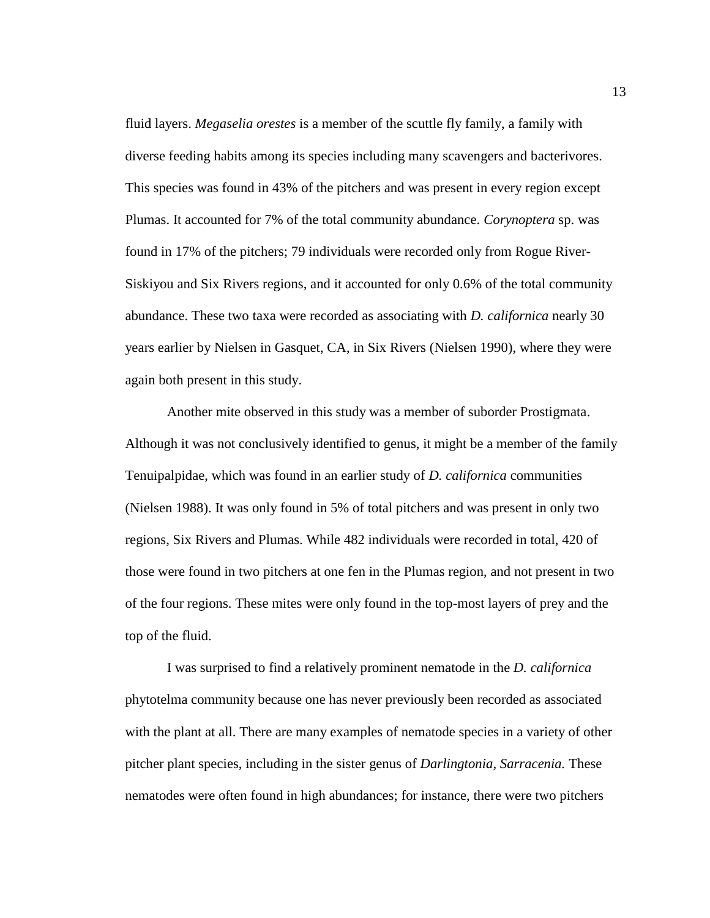fluid layers. *Megaselia orestes* is a member of the scuttle fly family, a family with diverse feeding habits among its species including many scavengers and bacterivores. This species was found in 43% of the pitchers and was present in every region except Plumas. It accounted for 7% of the total community abundance. *Corynoptera* sp. was found in 17% of the pitchers; 79 individuals were recorded only from Rogue River-Siskiyou and Six Rivers regions, and it accounted for only 0.6% of the total community abundance. These two taxa were recorded as associating with *D. californica* nearly 30 years earlier by Nielsen in Gasquet, CA, in Six Rivers (Nielsen 1990), where they were again both present in this study.

Another mite observed in this study was a member of suborder Prostigmata. Although it was not conclusively identified to genus, it might be a member of the family Tenuipalpidae, which was found in an earlier study of *D. californica* communities (Nielsen 1988). It was only found in 5% of total pitchers and was present in only two regions, Six Rivers and Plumas. While 482 individuals were recorded in total, 420 of those were found in two pitchers at one fen in the Plumas region, and not present in two of the four regions. These mites were only found in the top-most layers of prey and the top of the fluid.

I was surprised to find a relatively prominent nematode in the *D. californica* phytotelma community because one has never previously been recorded as associated with the plant at all. There are many examples of nematode species in a variety of other pitcher plant species, including in the sister genus of *Darlingtonia, Sarracenia.* These nematodes were often found in high abundances; for instance, there were two pitchers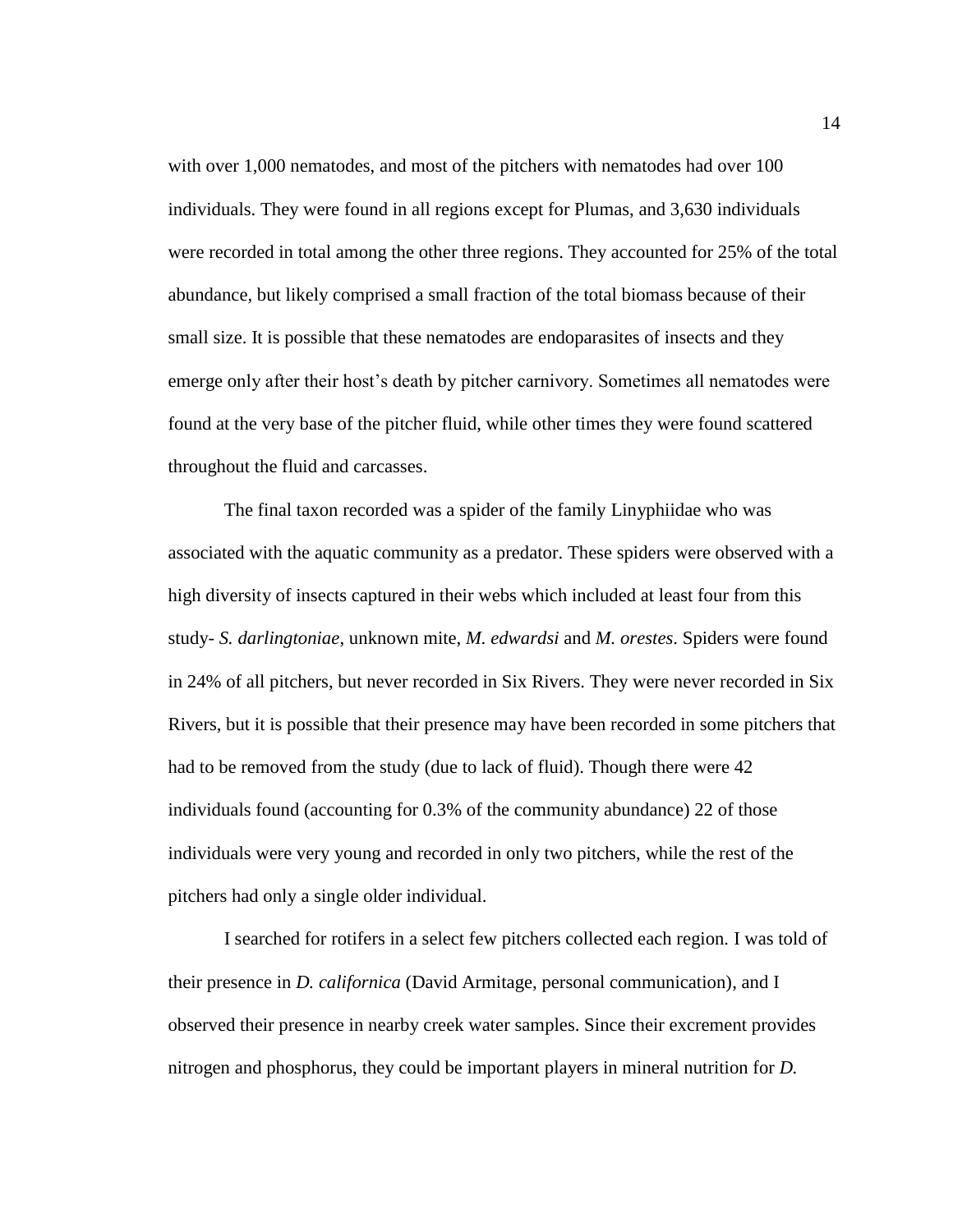with over 1,000 nematodes, and most of the pitchers with nematodes had over 100 individuals. They were found in all regions except for Plumas, and 3,630 individuals were recorded in total among the other three regions. They accounted for 25% of the total abundance, but likely comprised a small fraction of the total biomass because of their small size. It is possible that these nematodes are endoparasites of insects and they emerge only after their host's death by pitcher carnivory. Sometimes all nematodes were found at the very base of the pitcher fluid, while other times they were found scattered throughout the fluid and carcasses.

The final taxon recorded was a spider of the family Linyphiidae who was associated with the aquatic community as a predator. These spiders were observed with a high diversity of insects captured in their webs which included at least four from this study- *S. darlingtoniae*, unknown mite, *M. edwardsi* and *M. orestes*. Spiders were found in 24% of all pitchers, but never recorded in Six Rivers. They were never recorded in Six Rivers, but it is possible that their presence may have been recorded in some pitchers that had to be removed from the study (due to lack of fluid). Though there were 42 individuals found (accounting for 0.3% of the community abundance) 22 of those individuals were very young and recorded in only two pitchers, while the rest of the pitchers had only a single older individual.

I searched for rotifers in a select few pitchers collected each region. I was told of their presence in *D. californica* (David Armitage, personal communication), and I observed their presence in nearby creek water samples. Since their excrement provides nitrogen and phosphorus, they could be important players in mineral nutrition for *D.*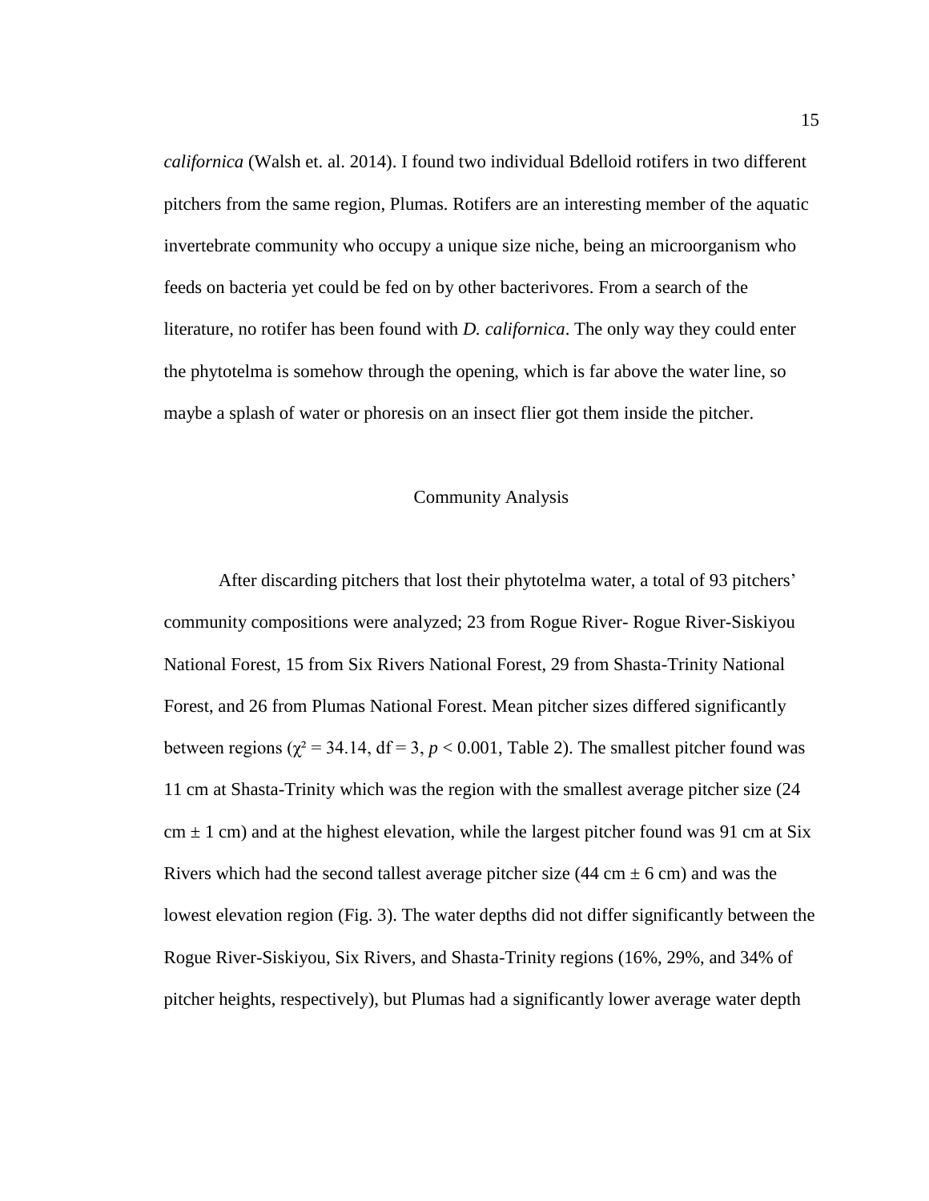*californica* (Walsh et. al. 2014). I found two individual Bdelloid rotifers in two different pitchers from the same region, Plumas. Rotifers are an interesting member of the aquatic invertebrate community who occupy a unique size niche, being an microorganism who feeds on bacteria yet could be fed on by other bacterivores. From a search of the literature, no rotifer has been found with *D. californica*. The only way they could enter the phytotelma is somehow through the opening, which is far above the water line, so maybe a splash of water or phoresis on an insect flier got them inside the pitcher.

## Community Analysis

After discarding pitchers that lost their phytotelma water, a total of 93 pitchers' community compositions were analyzed; 23 from Rogue River- Rogue River-Siskiyou National Forest, 15 from Six Rivers National Forest, 29 from Shasta-Trinity National Forest, and 26 from Plumas National Forest. Mean pitcher sizes differed significantly between regions ($\chi^2 = 34.14$, df = 3, $p < 0.001$, Table 2). The smallest pitcher found was 11 cm at Shasta-Trinity which was the region with the smallest average pitcher size (24 cm ± 1 cm) and at the highest elevation, while the largest pitcher found was 91 cm at Six Rivers which had the second tallest average pitcher size (44 cm ± 6 cm) and was the lowest elevation region (Fig. 3). The water depths did not differ significantly between the Rogue River-Siskiyou, Six Rivers, and Shasta-Trinity regions (16%, 29%, and 34% of pitcher heights, respectively), but Plumas had a significantly lower average water depth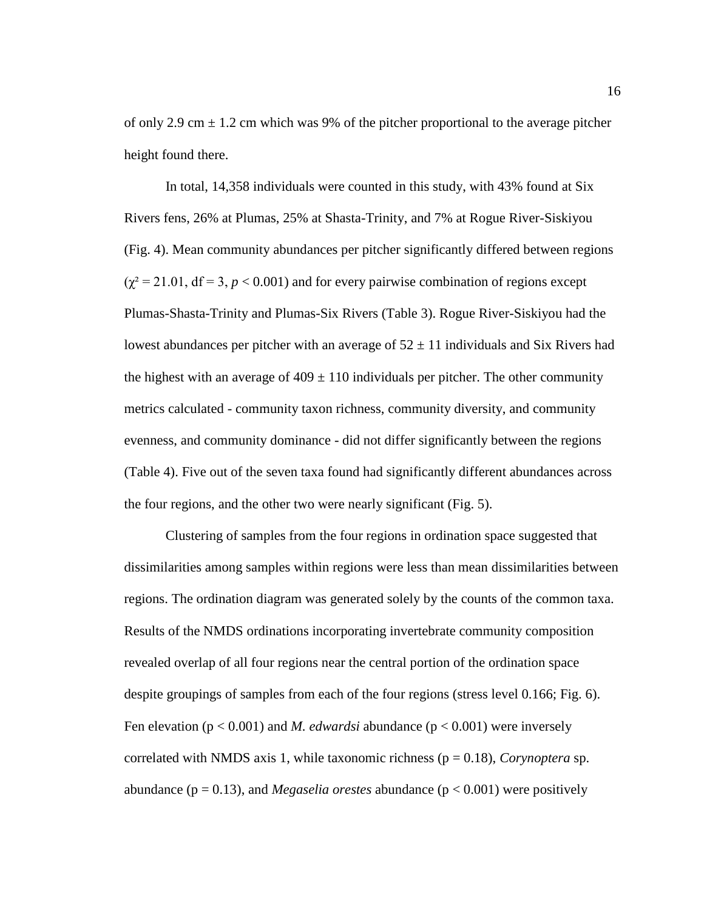of only 2.9 cm ± 1.2 cm which was 9% of the pitcher proportional to the average pitcher height found there.

In total, 14,358 individuals were counted in this study, with 43% found at Six Rivers fens, 26% at Plumas, 25% at Shasta-Trinity, and 7% at Rogue River-Siskiyou (Fig. 4). Mean community abundances per pitcher significantly differed between regions ($\chi^2 = 21.01$, df = 3, $p < 0.001$) and for every pairwise combination of regions except Plumas-Shasta-Trinity and Plumas-Six Rivers (Table 3). Rogue River-Siskiyou had the lowest abundances per pitcher with an average of 52 ± 11 individuals and Six Rivers had the highest with an average of 409 ± 110 individuals per pitcher. The other community metrics calculated - community taxon richness, community diversity, and community evenness, and community dominance - did not differ significantly between the regions (Table 4). Five out of the seven taxa found had significantly different abundances across the four regions, and the other two were nearly significant (Fig. 5).

Clustering of samples from the four regions in ordination space suggested that dissimilarities among samples within regions were less than mean dissimilarities between regions. The ordination diagram was generated solely by the counts of the common taxa. Results of the NMDS ordinations incorporating invertebrate community composition revealed overlap of all four regions near the central portion of the ordination space despite groupings of samples from each of the four regions (stress level 0.166; Fig. 6). Fen elevation ($p < 0.001$) and *M. edwardsi* abundance ($p < 0.001$) were inversely correlated with NMDS axis 1, while taxonomic richness ($p = 0.18$), *Corynoptera* sp. abundance ($p = 0.13$), and *Megaselia orestes* abundance ($p < 0.001$) were positively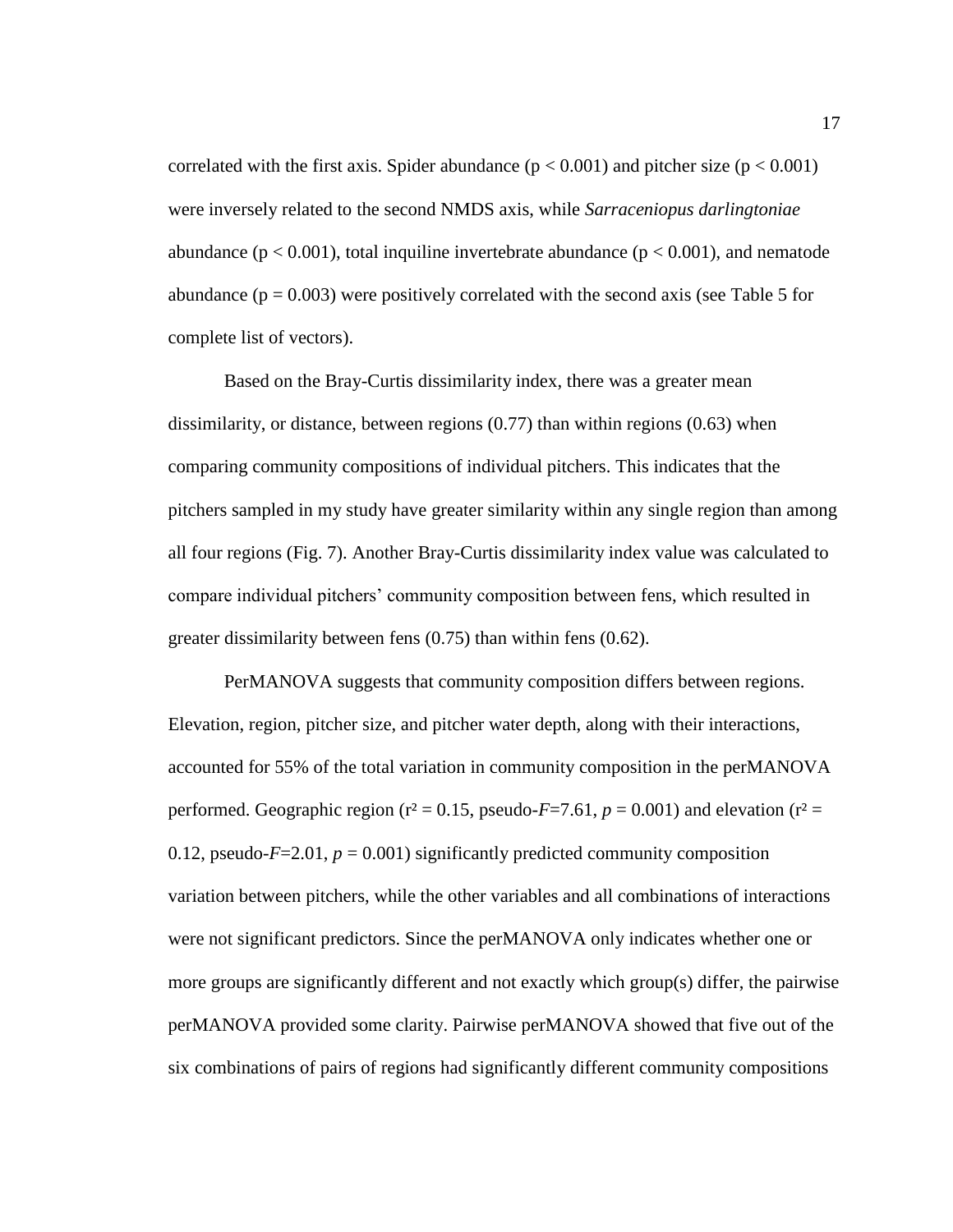correlated with the first axis. Spider abundance ($p < 0.001$) and pitcher size ($p < 0.001$) were inversely related to the second NMDS axis, while *Sarraceniopus darlingtoniae* abundance ($p < 0.001$), total inquiline invertebrate abundance ($p < 0.001$), and nematode abundance ($p = 0.003$) were positively correlated with the second axis (see Table 5 for complete list of vectors).

Based on the Bray-Curtis dissimilarity index, there was a greater mean dissimilarity, or distance, between regions (0.77) than within regions (0.63) when comparing community compositions of individual pitchers. This indicates that the pitchers sampled in my study have greater similarity within any single region than among all four regions (Fig. 7). Another Bray-Curtis dissimilarity index value was calculated to compare individual pitchers' community composition between fens, which resulted in greater dissimilarity between fens (0.75) than within fens (0.62).

PerMANOVA suggests that community composition differs between regions. Elevation, region, pitcher size, and pitcher water depth, along with their interactions, accounted for 55% of the total variation in community composition in the perMANOVA performed. Geographic region ($r^2 = 0.15$, pseudo-$F$=7.61, $p = 0.001$) and elevation ($r^2 = 0.12$, pseudo-$F$=2.01, $p = 0.001$) significantly predicted community composition variation between pitchers, while the other variables and all combinations of interactions were not significant predictors. Since the perMANOVA only indicates whether one or more groups are significantly different and not exactly which group(s) differ, the pairwise perMANOVA provided some clarity. Pairwise perMANOVA showed that five out of the six combinations of pairs of regions had significantly different community compositions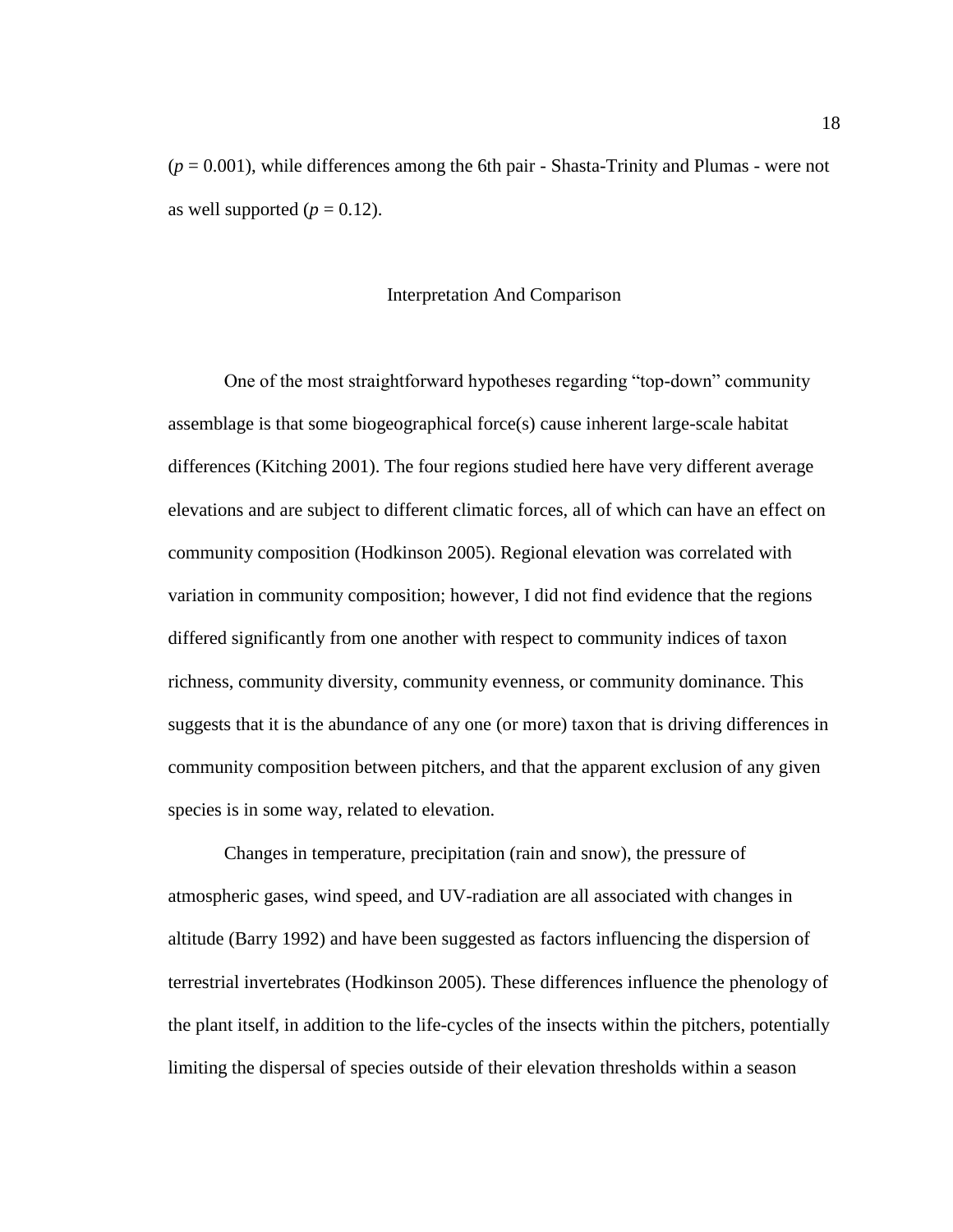($p = 0.001$), while differences among the 6th pair - Shasta-Trinity and Plumas - were not as well supported ($p = 0.12$).

## Interpretation And Comparison

One of the most straightforward hypotheses regarding "top-down" community assemblage is that some biogeographical force(s) cause inherent large-scale habitat differences (Kitching 2001). The four regions studied here have very different average elevations and are subject to different climatic forces, all of which can have an effect on community composition (Hodkinson 2005). Regional elevation was correlated with variation in community composition; however, I did not find evidence that the regions differed significantly from one another with respect to community indices of taxon richness, community diversity, community evenness, or community dominance. This suggests that it is the abundance of any one (or more) taxon that is driving differences in community composition between pitchers, and that the apparent exclusion of any given species is in some way, related to elevation.

Changes in temperature, precipitation (rain and snow), the pressure of atmospheric gases, wind speed, and UV-radiation are all associated with changes in altitude (Barry 1992) and have been suggested as factors influencing the dispersion of terrestrial invertebrates (Hodkinson 2005). These differences influence the phenology of the plant itself, in addition to the life-cycles of the insects within the pitchers, potentially limiting the dispersal of species outside of their elevation thresholds within a season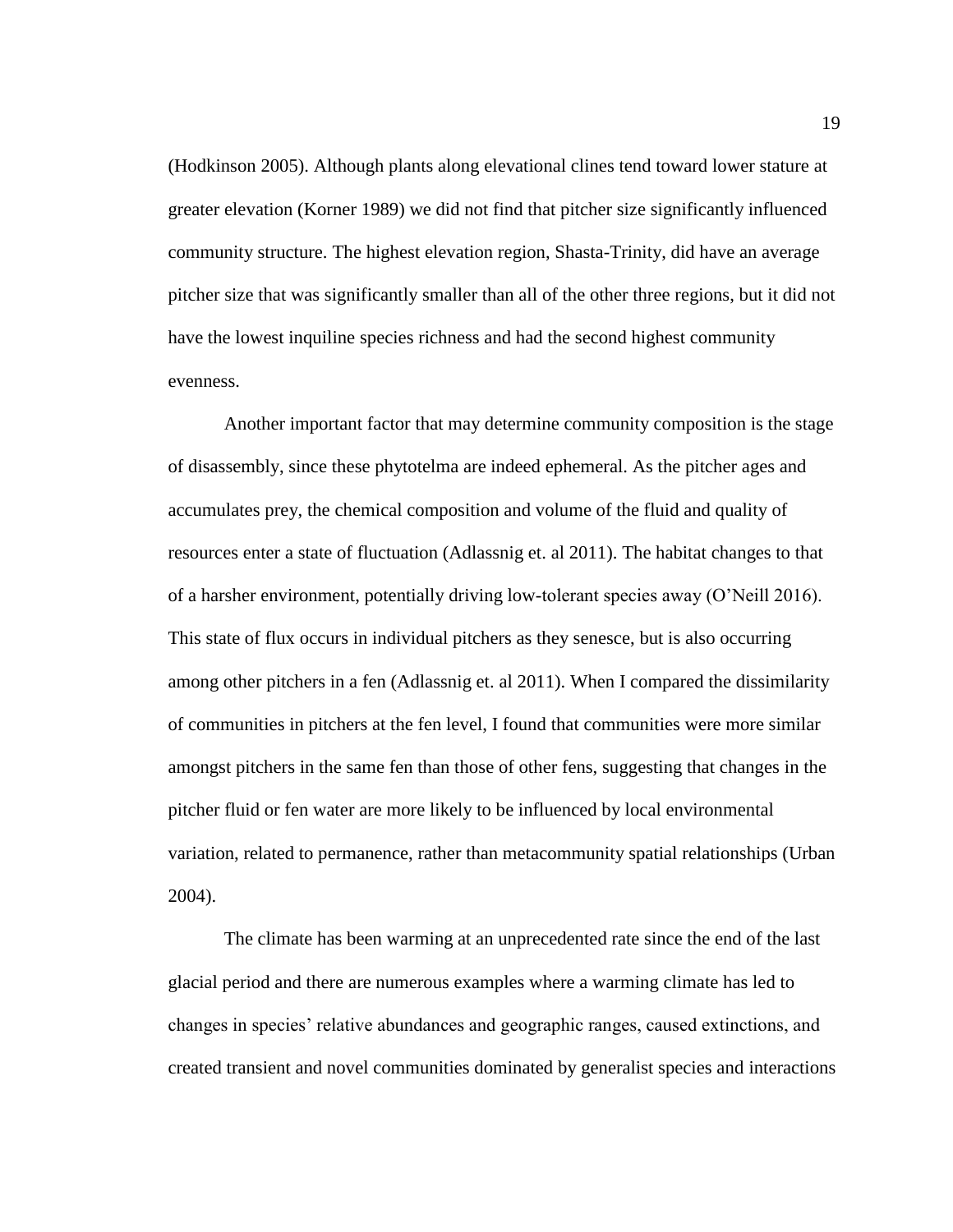(Hodkinson 2005). Although plants along elevational clines tend toward lower stature at greater elevation (Korner 1989) we did not find that pitcher size significantly influenced community structure. The highest elevation region, Shasta-Trinity, did have an average pitcher size that was significantly smaller than all of the other three regions, but it did not have the lowest inquiline species richness and had the second highest community evenness.

Another important factor that may determine community composition is the stage of disassembly, since these phytotelma are indeed ephemeral. As the pitcher ages and accumulates prey, the chemical composition and volume of the fluid and quality of resources enter a state of fluctuation (Adlassnig et. al 2011). The habitat changes to that of a harsher environment, potentially driving low-tolerant species away (O'Neill 2016). This state of flux occurs in individual pitchers as they senesce, but is also occurring among other pitchers in a fen (Adlassnig et. al 2011). When I compared the dissimilarity of communities in pitchers at the fen level, I found that communities were more similar amongst pitchers in the same fen than those of other fens, suggesting that changes in the pitcher fluid or fen water are more likely to be influenced by local environmental variation, related to permanence, rather than metacommunity spatial relationships (Urban 2004).

The climate has been warming at an unprecedented rate since the end of the last glacial period and there are numerous examples where a warming climate has led to changes in species' relative abundances and geographic ranges, caused extinctions, and created transient and novel communities dominated by generalist species and interactions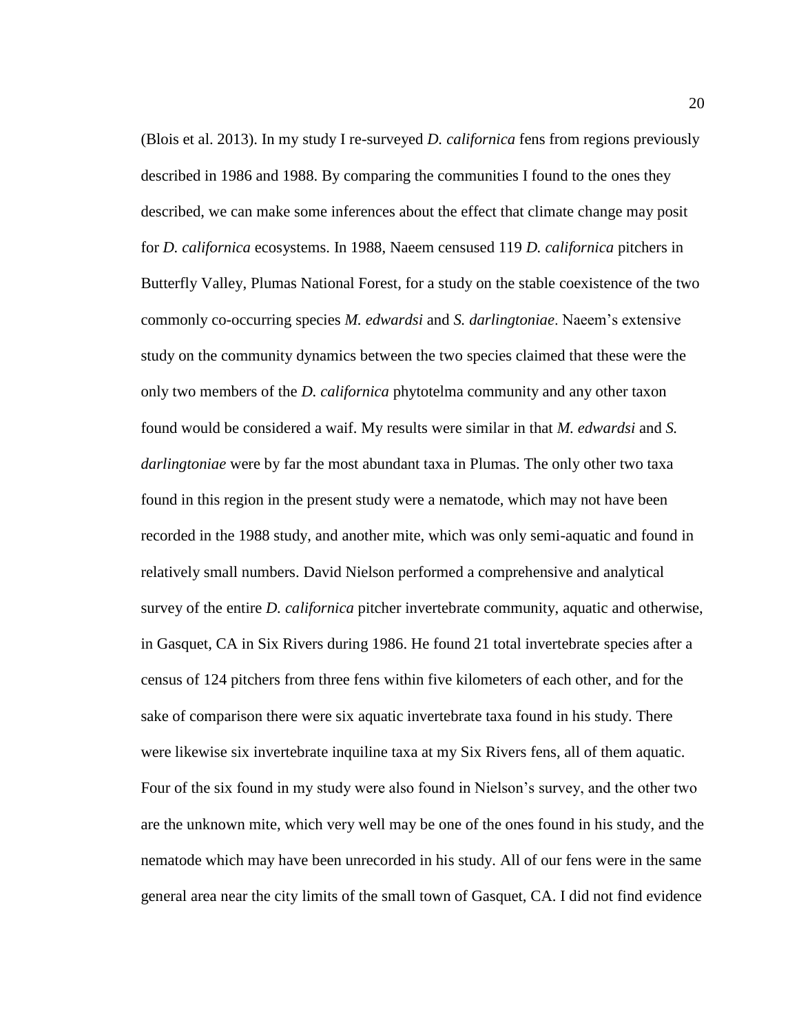(Blois et al. 2013). In my study I re-surveyed *D. californica* fens from regions previously described in 1986 and 1988. By comparing the communities I found to the ones they described, we can make some inferences about the effect that climate change may posit for *D. californica* ecosystems. In 1988, Naeem censused 119 *D. californica* pitchers in Butterfly Valley, Plumas National Forest, for a study on the stable coexistence of the two commonly co-occurring species *M. edwardsi* and *S. darlingtoniae*. Naeem's extensive study on the community dynamics between the two species claimed that these were the only two members of the *D. californica* phytotelma community and any other taxon found would be considered a waif. My results were similar in that *M. edwardsi* and *S. darlingtoniae* were by far the most abundant taxa in Plumas. The only other two taxa found in this region in the present study were a nematode, which may not have been recorded in the 1988 study, and another mite, which was only semi-aquatic and found in relatively small numbers. David Nielson performed a comprehensive and analytical survey of the entire *D. californica* pitcher invertebrate community, aquatic and otherwise, in Gasquet, CA in Six Rivers during 1986. He found 21 total invertebrate species after a census of 124 pitchers from three fens within five kilometers of each other, and for the sake of comparison there were six aquatic invertebrate taxa found in his study. There were likewise six invertebrate inquiline taxa at my Six Rivers fens, all of them aquatic. Four of the six found in my study were also found in Nielson's survey, and the other two are the unknown mite, which very well may be one of the ones found in his study, and the nematode which may have been unrecorded in his study. All of our fens were in the same general area near the city limits of the small town of Gasquet, CA. I did not find evidence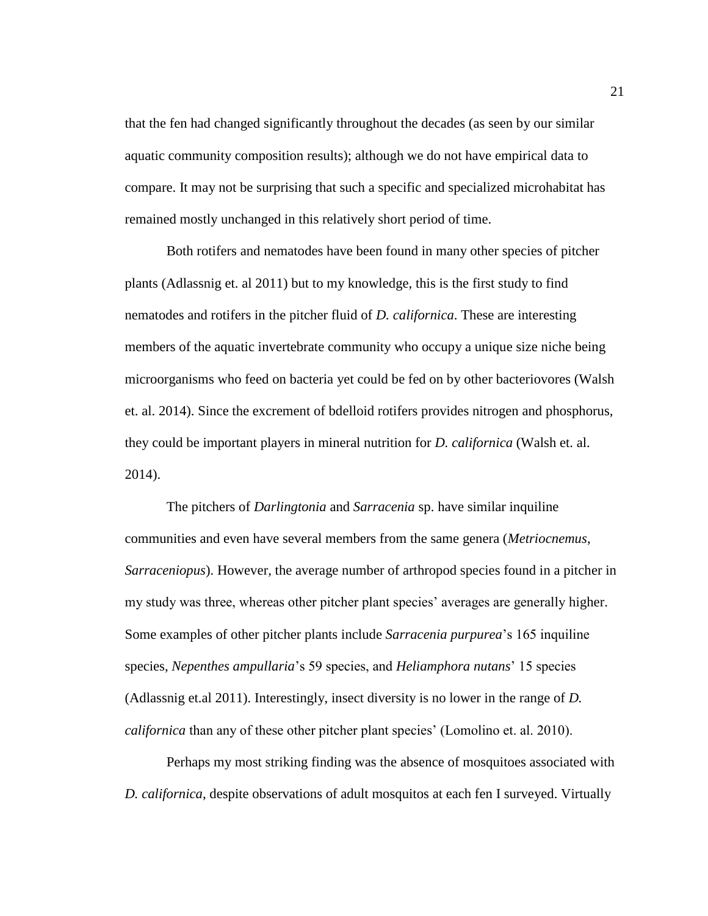that the fen had changed significantly throughout the decades (as seen by our similar aquatic community composition results); although we do not have empirical data to compare. It may not be surprising that such a specific and specialized microhabitat has remained mostly unchanged in this relatively short period of time.

Both rotifers and nematodes have been found in many other species of pitcher plants (Adlassnig et. al 2011) but to my knowledge, this is the first study to find nematodes and rotifers in the pitcher fluid of *D. californica*. These are interesting members of the aquatic invertebrate community who occupy a unique size niche being microorganisms who feed on bacteria yet could be fed on by other bacteriovores (Walsh et. al. 2014). Since the excrement of bdelloid rotifers provides nitrogen and phosphorus, they could be important players in mineral nutrition for *D. californica* (Walsh et. al. 2014).

The pitchers of *Darlingtonia* and *Sarracenia* sp. have similar inquiline communities and even have several members from the same genera (*Metriocnemus*, *Sarraceniopus*). However, the average number of arthropod species found in a pitcher in my study was three, whereas other pitcher plant species' averages are generally higher. Some examples of other pitcher plants include *Sarracenia purpurea*'s 165 inquiline species, *Nepenthes ampullaria*'s 59 species, and *Heliamphora nutans*' 15 species (Adlassnig et.al 2011). Interestingly, insect diversity is no lower in the range of *D. californica* than any of these other pitcher plant species' (Lomolino et. al. 2010).

Perhaps my most striking finding was the absence of mosquitoes associated with *D. californica*, despite observations of adult mosquitos at each fen I surveyed. Virtually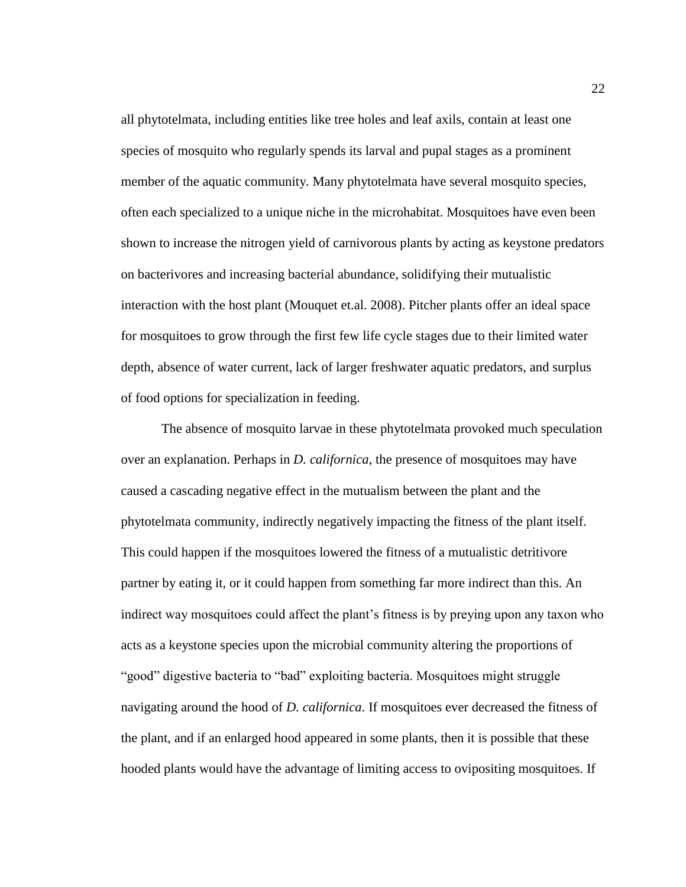all phytotelmata, including entities like tree holes and leaf axils, contain at least one species of mosquito who regularly spends its larval and pupal stages as a prominent member of the aquatic community. Many phytotelmata have several mosquito species, often each specialized to a unique niche in the microhabitat. Mosquitoes have even been shown to increase the nitrogen yield of carnivorous plants by acting as keystone predators on bacterivores and increasing bacterial abundance, solidifying their mutualistic interaction with the host plant (Mouquet et.al. 2008). Pitcher plants offer an ideal space for mosquitoes to grow through the first few life cycle stages due to their limited water depth, absence of water current, lack of larger freshwater aquatic predators, and surplus of food options for specialization in feeding.

The absence of mosquito larvae in these phytotelmata provoked much speculation over an explanation. Perhaps in *D. californica*, the presence of mosquitoes may have caused a cascading negative effect in the mutualism between the plant and the phytotelmata community, indirectly negatively impacting the fitness of the plant itself. This could happen if the mosquitoes lowered the fitness of a mutualistic detritivore partner by eating it, or it could happen from something far more indirect than this. An indirect way mosquitoes could affect the plant's fitness is by preying upon any taxon who acts as a keystone species upon the microbial community altering the proportions of "good" digestive bacteria to "bad" exploiting bacteria. Mosquitoes might struggle navigating around the hood of *D. californica*. If mosquitoes ever decreased the fitness of the plant, and if an enlarged hood appeared in some plants, then it is possible that these hooded plants would have the advantage of limiting access to ovipositing mosquitoes. If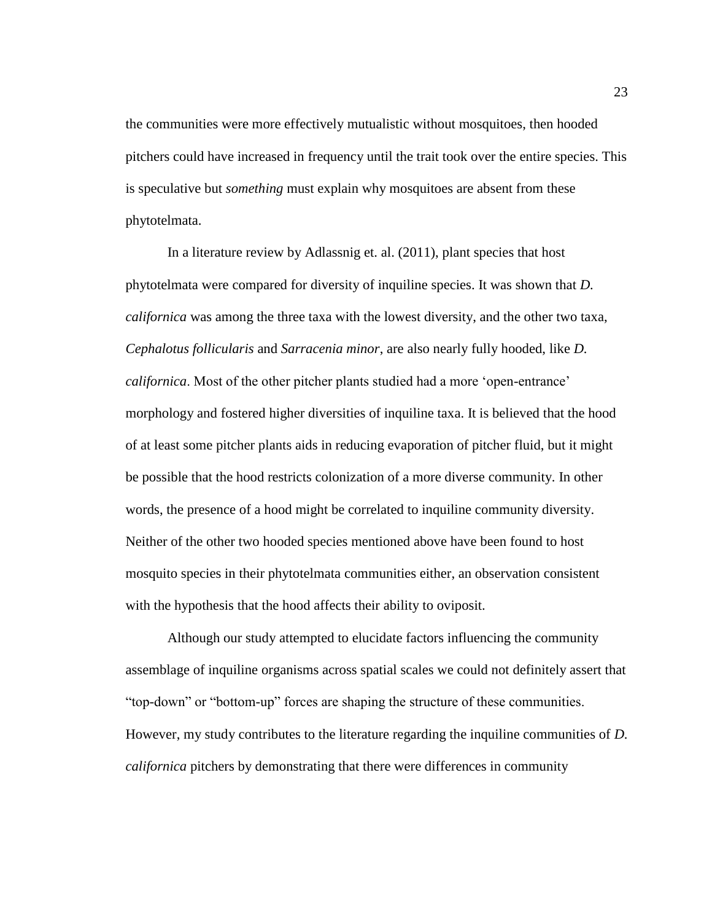the communities were more effectively mutualistic without mosquitoes, then hooded pitchers could have increased in frequency until the trait took over the entire species. This is speculative but *something* must explain why mosquitoes are absent from these phytotelmata.

In a literature review by Adlassnig et. al. (2011), plant species that host phytotelmata were compared for diversity of inquiline species. It was shown that *D. californica* was among the three taxa with the lowest diversity, and the other two taxa, *Cephalotus follicularis* and *Sarracenia minor*, are also nearly fully hooded, like *D. californica*. Most of the other pitcher plants studied had a more 'open-entrance' morphology and fostered higher diversities of inquiline taxa. It is believed that the hood of at least some pitcher plants aids in reducing evaporation of pitcher fluid, but it might be possible that the hood restricts colonization of a more diverse community. In other words, the presence of a hood might be correlated to inquiline community diversity. Neither of the other two hooded species mentioned above have been found to host mosquito species in their phytotelmata communities either, an observation consistent with the hypothesis that the hood affects their ability to oviposit.

Although our study attempted to elucidate factors influencing the community assemblage of inquiline organisms across spatial scales we could not definitely assert that "top-down" or "bottom-up" forces are shaping the structure of these communities. However, my study contributes to the literature regarding the inquiline communities of *D. californica* pitchers by demonstrating that there were differences in community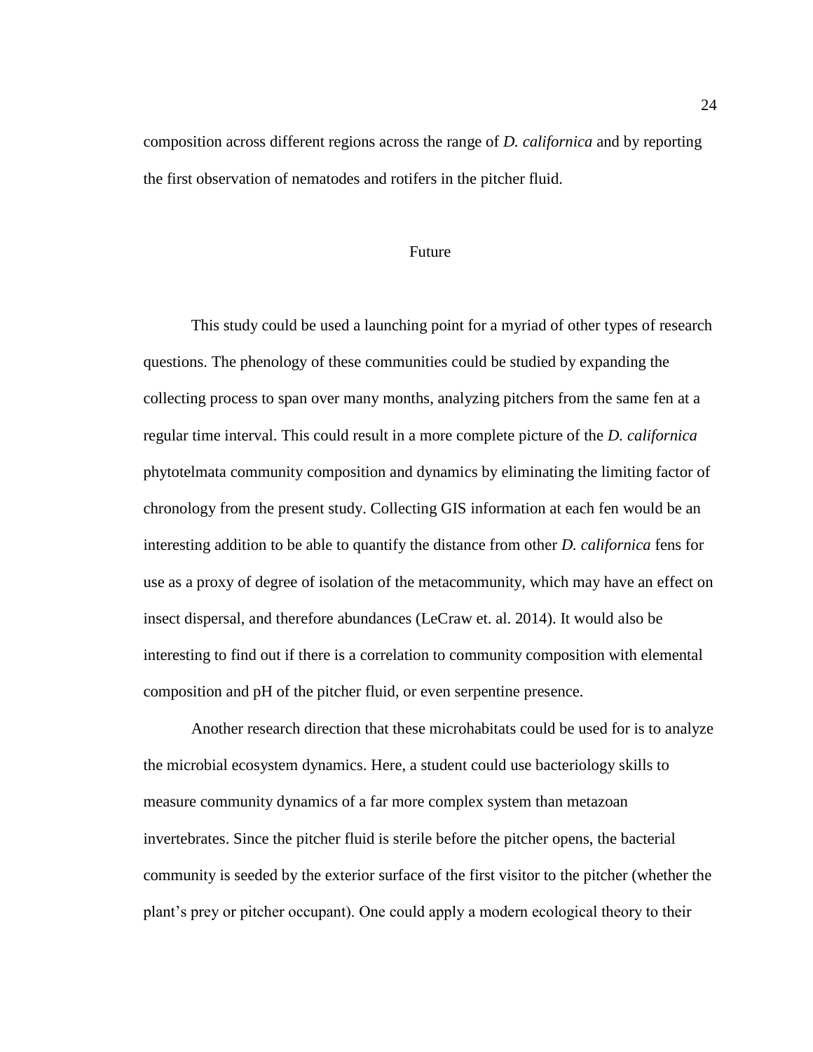composition across different regions across the range of *D. californica* and by reporting the first observation of nematodes and rotifers in the pitcher fluid.

## Future

This study could be used a launching point for a myriad of other types of research questions. The phenology of these communities could be studied by expanding the collecting process to span over many months, analyzing pitchers from the same fen at a regular time interval. This could result in a more complete picture of the *D. californica* phytotelmata community composition and dynamics by eliminating the limiting factor of chronology from the present study. Collecting GIS information at each fen would be an interesting addition to be able to quantify the distance from other *D. californica* fens for use as a proxy of degree of isolation of the metacommunity, which may have an effect on insect dispersal, and therefore abundances (LeCraw et. al. 2014). It would also be interesting to find out if there is a correlation to community composition with elemental composition and pH of the pitcher fluid, or even serpentine presence.

Another research direction that these microhabitats could be used for is to analyze the microbial ecosystem dynamics. Here, a student could use bacteriology skills to measure community dynamics of a far more complex system than metazoan invertebrates. Since the pitcher fluid is sterile before the pitcher opens, the bacterial community is seeded by the exterior surface of the first visitor to the pitcher (whether the plant's prey or pitcher occupant). One could apply a modern ecological theory to their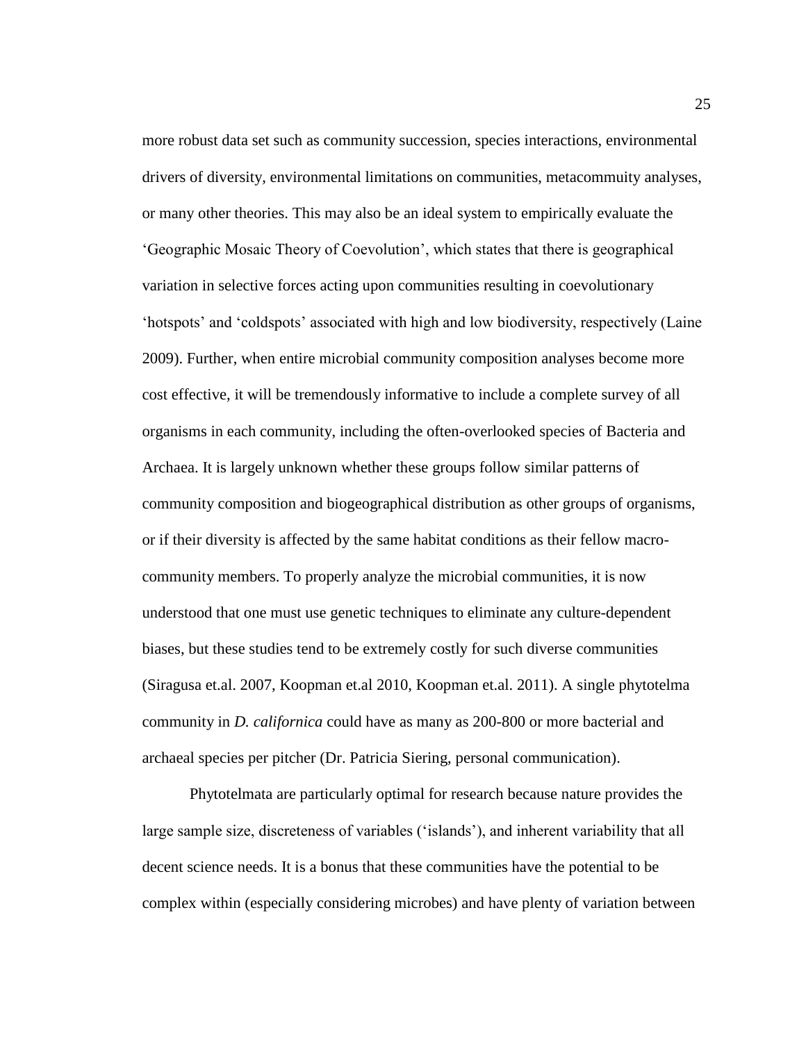more robust data set such as community succession, species interactions, environmental drivers of diversity, environmental limitations on communities, metacommuity analyses, or many other theories. This may also be an ideal system to empirically evaluate the 'Geographic Mosaic Theory of Coevolution', which states that there is geographical variation in selective forces acting upon communities resulting in coevolutionary 'hotspots' and 'coldspots' associated with high and low biodiversity, respectively (Laine 2009). Further, when entire microbial community composition analyses become more cost effective, it will be tremendously informative to include a complete survey of all organisms in each community, including the often-overlooked species of Bacteria and Archaea. It is largely unknown whether these groups follow similar patterns of community composition and biogeographical distribution as other groups of organisms, or if their diversity is affected by the same habitat conditions as their fellow macro-community members. To properly analyze the microbial communities, it is now understood that one must use genetic techniques to eliminate any culture-dependent biases, but these studies tend to be extremely costly for such diverse communities (Siragusa et.al. 2007, Koopman et.al 2010, Koopman et.al. 2011). A single phytotelma community in *D. californica* could have as many as 200-800 or more bacterial and archaeal species per pitcher (Dr. Patricia Siering, personal communication).

Phytotelmata are particularly optimal for research because nature provides the large sample size, discreteness of variables ('islands'), and inherent variability that all decent science needs. It is a bonus that these communities have the potential to be complex within (especially considering microbes) and have plenty of variation between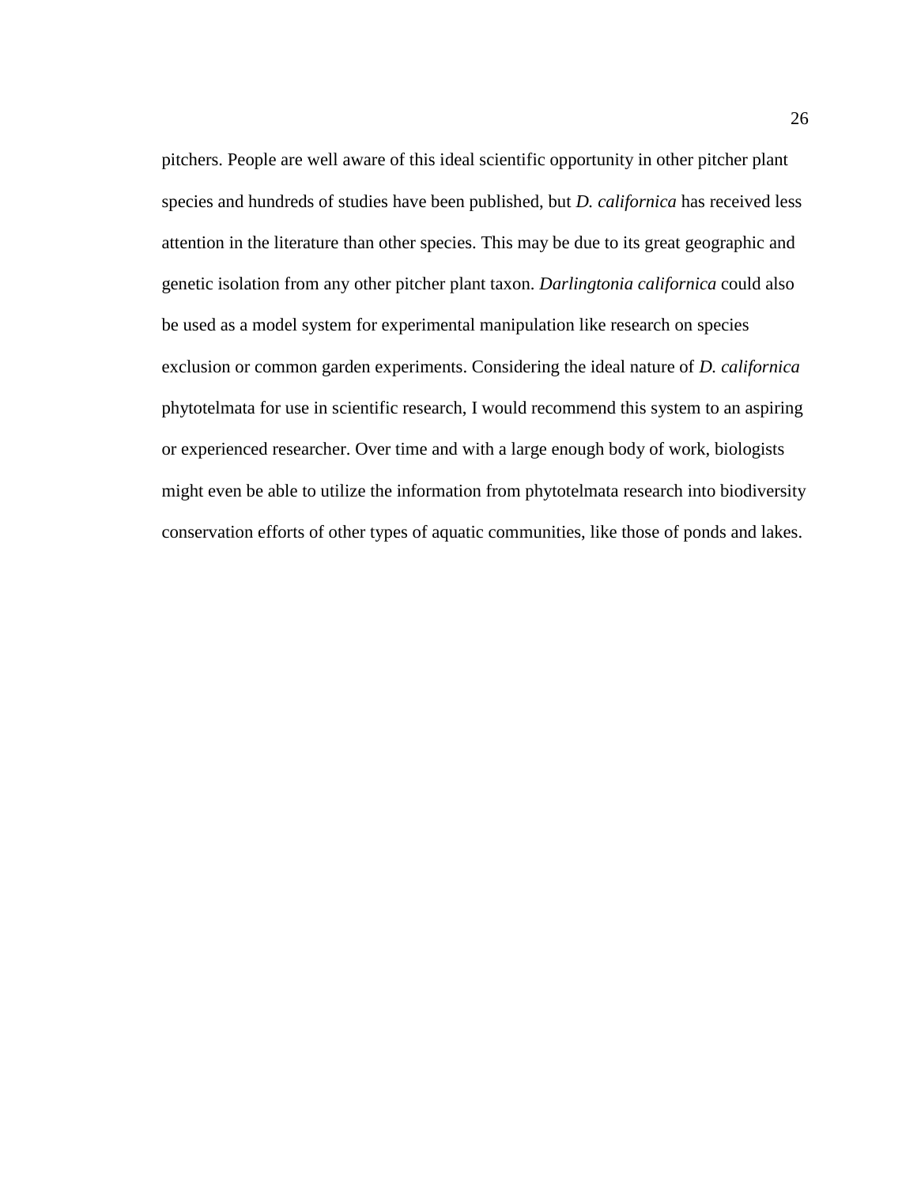pitchers. People are well aware of this ideal scientific opportunity in other pitcher plant species and hundreds of studies have been published, but *D. californica* has received less attention in the literature than other species. This may be due to its great geographic and genetic isolation from any other pitcher plant taxon. *Darlingtonia californica* could also be used as a model system for experimental manipulation like research on species exclusion or common garden experiments. Considering the ideal nature of *D. californica* phytotelmata for use in scientific research, I would recommend this system to an aspiring or experienced researcher. Over time and with a large enough body of work, biologists might even be able to utilize the information from phytotelmata research into biodiversity conservation efforts of other types of aquatic communities, like those of ponds and lakes.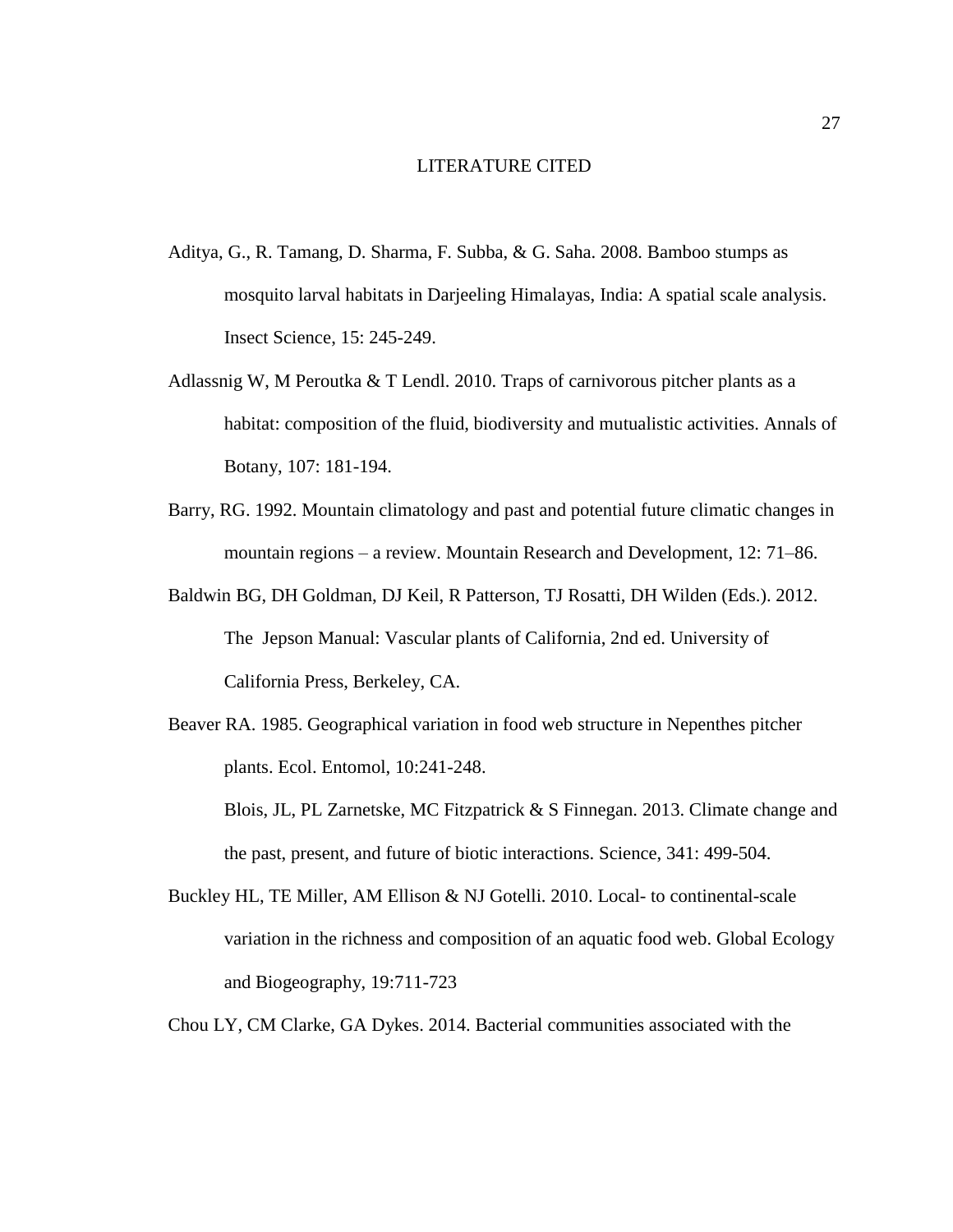# LITERATURE CITED

Aditya, G., R. Tamang, D. Sharma, F. Subba, & G. Saha. 2008. Bamboo stumps as mosquito larval habitats in Darjeeling Himalayas, India: A spatial scale analysis. Insect Science, 15: 245-249.

Adlassnig W, M Peroutka & T Lendl. 2010. Traps of carnivorous pitcher plants as a habitat: composition of the fluid, biodiversity and mutualistic activities. Annals of Botany, 107: 181-194.

Barry, RG. 1992. Mountain climatology and past and potential future climatic changes in mountain regions – a review. Mountain Research and Development, 12: 71–86.

Baldwin BG, DH Goldman, DJ Keil, R Patterson, TJ Rosatti, DH Wilden (Eds.). 2012. The Jepson Manual: Vascular plants of California, 2nd ed. University of California Press, Berkeley, CA.

Beaver RA. 1985. Geographical variation in food web structure in Nepenthes pitcher plants. Ecol. Entomol, 10:241-248.

Blois, JL, PL Zarnetske, MC Fitzpatrick & S Finnegan. 2013. Climate change and the past, present, and future of biotic interactions. Science, 341: 499-504.

Buckley HL, TE Miller, AM Ellison & NJ Gotelli. 2010. Local- to continental-scale variation in the richness and composition of an aquatic food web. Global Ecology and Biogeography, 19:711-723

Chou LY, CM Clarke, GA Dykes. 2014. Bacterial communities associated with the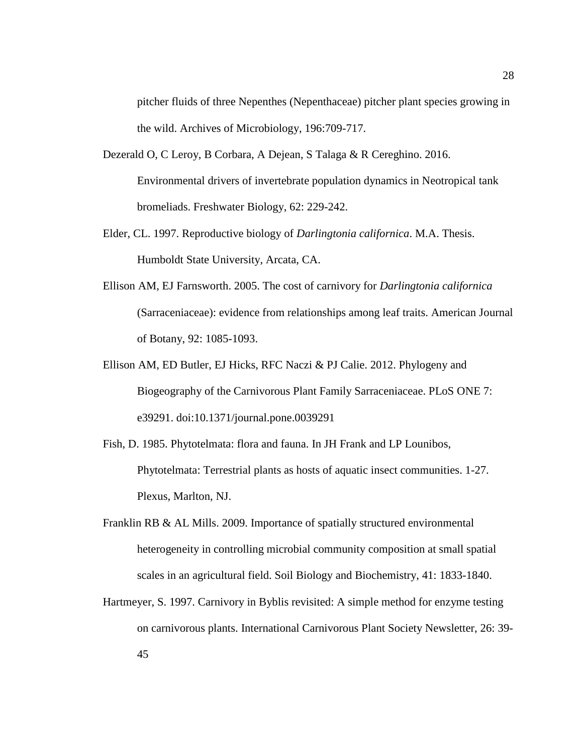pitcher fluids of three Nepenthes (Nepenthaceae) pitcher plant species growing in the wild. Archives of Microbiology, 196:709-717.

Dezerald O, C Leroy, B Corbara, A Dejean, S Talaga & R Cereghino. 2016. Environmental drivers of invertebrate population dynamics in Neotropical tank bromeliads. Freshwater Biology, 62: 229-242.

Elder, CL. 1997. Reproductive biology of *Darlingtonia californica*. M.A. Thesis. Humboldt State University, Arcata, CA.

Ellison AM, EJ Farnsworth. 2005. The cost of carnivory for *Darlingtonia californica* (Sarraceniaceae): evidence from relationships among leaf traits. American Journal of Botany, 92: 1085-1093.

Ellison AM, ED Butler, EJ Hicks, RFC Naczi & PJ Calie. 2012. Phylogeny and Biogeography of the Carnivorous Plant Family Sarraceniaceae. PLoS ONE 7: e39291. doi:10.1371/journal.pone.0039291

Fish, D. 1985. Phytotelmata: flora and fauna. In JH Frank and LP Lounibos, Phytotelmata: Terrestrial plants as hosts of aquatic insect communities. 1-27. Plexus, Marlton, NJ.

Franklin RB & AL Mills. 2009. Importance of spatially structured environmental heterogeneity in controlling microbial community composition at small spatial scales in an agricultural field. Soil Biology and Biochemistry, 41: 1833-1840.

Hartmeyer, S. 1997. Carnivory in Byblis revisited: A simple method for enzyme testing on carnivorous plants. International Carnivorous Plant Society Newsletter, 26: 39-45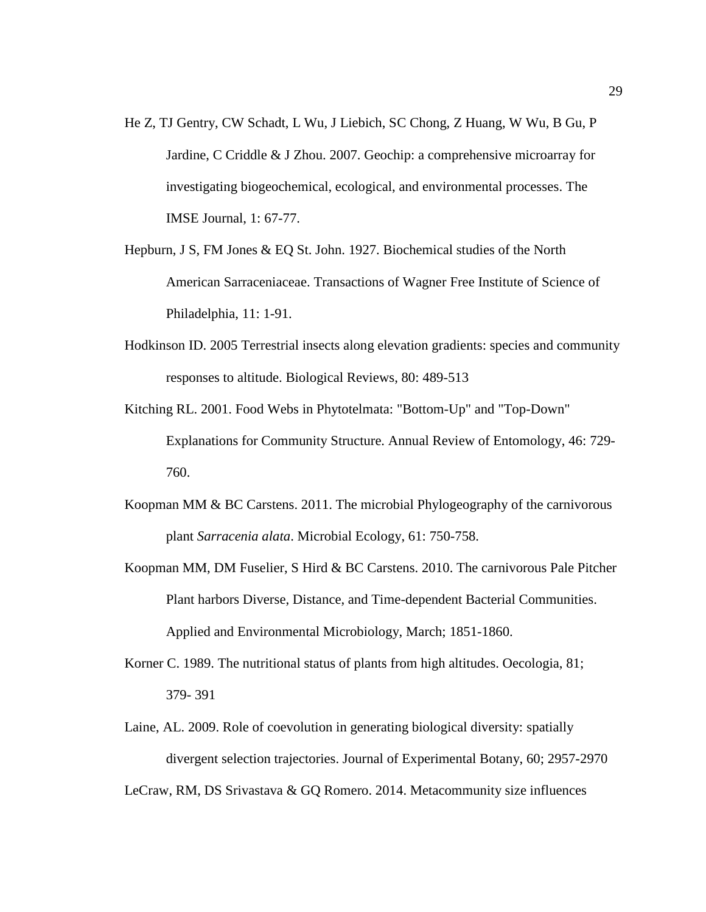He Z, TJ Gentry, CW Schadt, L Wu, J Liebich, SC Chong, Z Huang, W Wu, B Gu, P Jardine, C Criddle & J Zhou. 2007. Geochip: a comprehensive microarray for investigating biogeochemical, ecological, and environmental processes. The IMSE Journal, 1: 67-77.

Hepburn, J S, FM Jones & EQ St. John. 1927. Biochemical studies of the North American Sarraceniaceae. Transactions of Wagner Free Institute of Science of Philadelphia, 11: 1-91.

Hodkinson ID. 2005 Terrestrial insects along elevation gradients: species and community responses to altitude. Biological Reviews, 80: 489-513

Kitching RL. 2001. Food Webs in Phytotelmata: "Bottom-Up" and "Top-Down" Explanations for Community Structure. Annual Review of Entomology, 46: 729-760.

Koopman MM & BC Carstens. 2011. The microbial Phylogeography of the carnivorous plant *Sarracenia alata*. Microbial Ecology, 61: 750-758.

Koopman MM, DM Fuselier, S Hird & BC Carstens. 2010. The carnivorous Pale Pitcher Plant harbors Diverse, Distance, and Time-dependent Bacterial Communities. Applied and Environmental Microbiology, March; 1851-1860.

Korner C. 1989. The nutritional status of plants from high altitudes. Oecologia, 81; 379- 391

Laine, AL. 2009. Role of coevolution in generating biological diversity: spatially divergent selection trajectories. Journal of Experimental Botany, 60; 2957-2970

LeCraw, RM, DS Srivastava & GQ Romero. 2014. Metacommunity size influences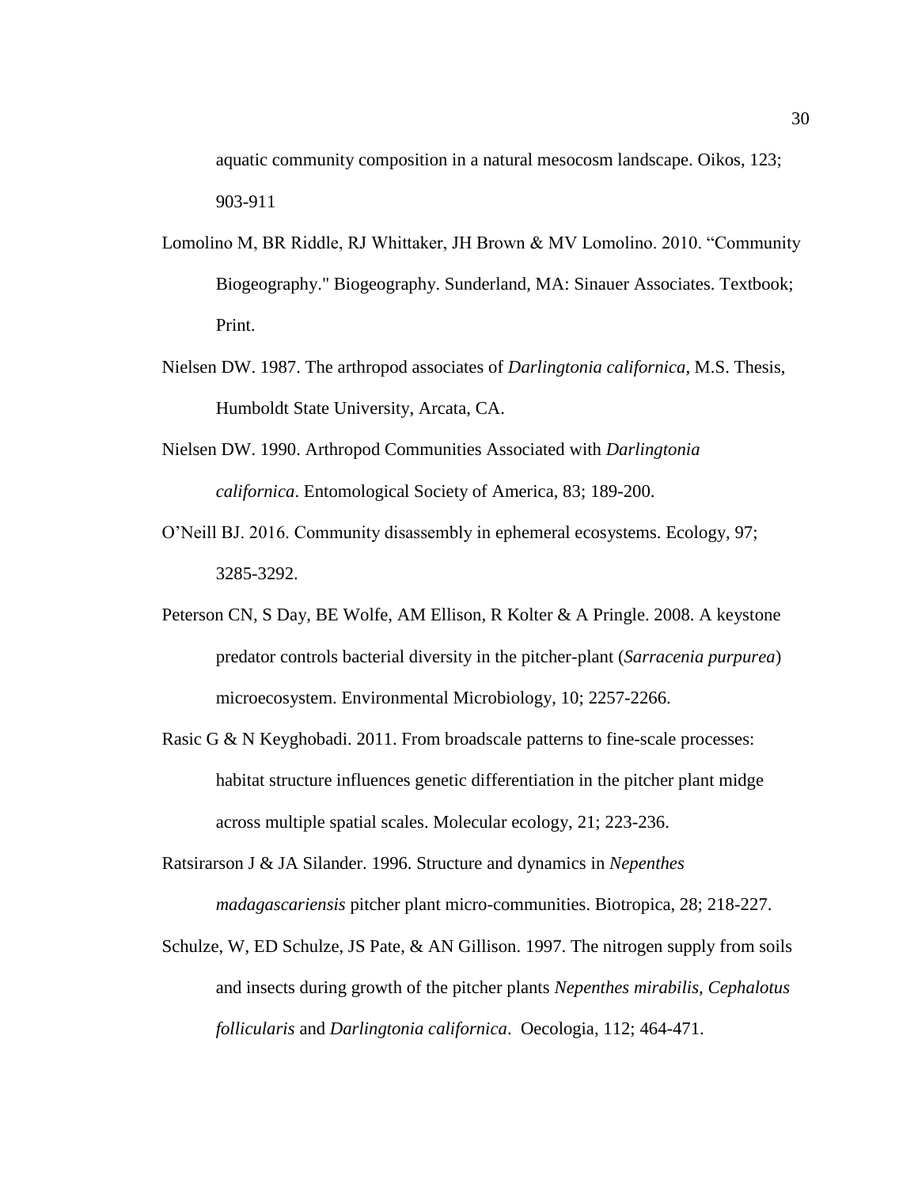aquatic community composition in a natural mesocosm landscape. Oikos, 123; 903-911

Lomolino M, BR Riddle, RJ Whittaker, JH Brown & MV Lomolino. 2010. “Community Biogeography." Biogeography. Sunderland, MA: Sinauer Associates. Textbook; Print.

Nielsen DW. 1987. The arthropod associates of *Darlingtonia californica*, M.S. Thesis, Humboldt State University, Arcata, CA.

Nielsen DW. 1990. Arthropod Communities Associated with *Darlingtonia californica*. Entomological Society of America, 83; 189-200.

O’Neill BJ. 2016. Community disassembly in ephemeral ecosystems. Ecology, 97; 3285-3292.

Peterson CN, S Day, BE Wolfe, AM Ellison, R Kolter & A Pringle. 2008. A keystone predator controls bacterial diversity in the pitcher-plant (*Sarracenia purpurea*) microecosystem. Environmental Microbiology, 10; 2257-2266.

Rasic G & N Keyghobadi. 2011. From broadscale patterns to fine-scale processes: habitat structure influences genetic differentiation in the pitcher plant midge across multiple spatial scales. Molecular ecology, 21; 223-236.

Ratsirarson J & JA Silander. 1996. Structure and dynamics in *Nepenthes madagascariensis* pitcher plant micro-communities. Biotropica, 28; 218-227.

Schulze, W, ED Schulze, JS Pate, & AN Gillison. 1997. The nitrogen supply from soils and insects during growth of the pitcher plants *Nepenthes mirabilis*, *Cephalotus follicularis* and *Darlingtonia californica*. Oecologia, 112; 464-471.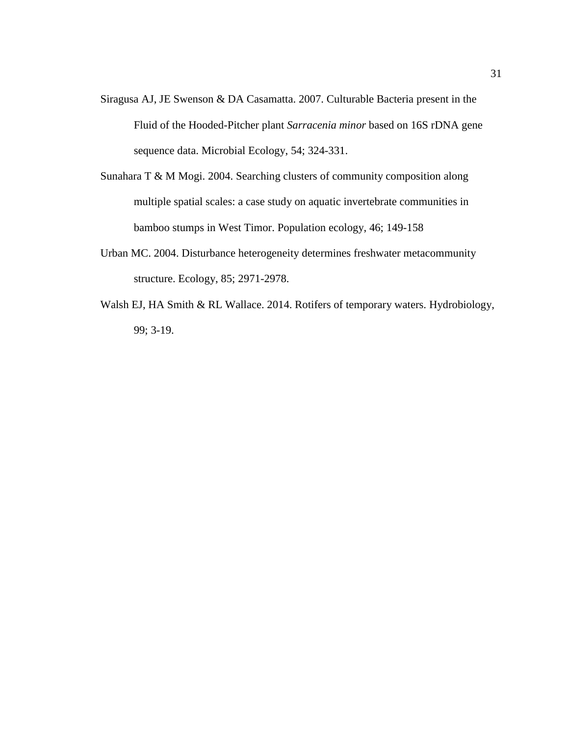Siragusa AJ, JE Swenson & DA Casamatta. 2007. Culturable Bacteria present in the Fluid of the Hooded-Pitcher plant *Sarracenia minor* based on 16S rDNA gene sequence data. Microbial Ecology, 54; 324-331.

Sunahara T & M Mogi. 2004. Searching clusters of community composition along multiple spatial scales: a case study on aquatic invertebrate communities in bamboo stumps in West Timor. Population ecology, 46; 149-158

Urban MC. 2004. Disturbance heterogeneity determines freshwater metacommunity structure. Ecology, 85; 2971-2978.

Walsh EJ, HA Smith & RL Wallace. 2014. Rotifers of temporary waters. Hydrobiology, 99; 3-19.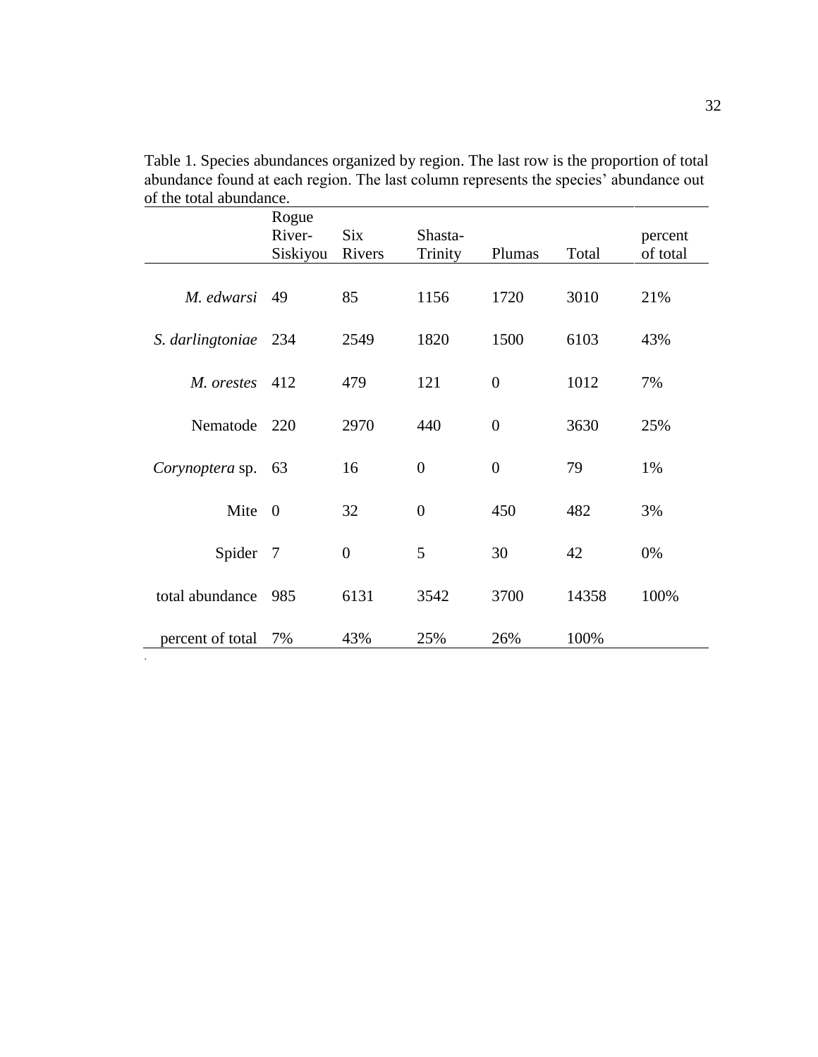Table 1. Species abundances organized by region. The last row is the proportion of total abundance found at each region. The last column represents the species' abundance out of the total abundance.

| | Rogue River-Siskiyou | Six Rivers | Shasta-Trinity | Plumas | Total | percent of total |
|---|---|---|---|---|---|---|
| *M. edwarsi* | 49 | 85 | 1156 | 1720 | 3010 | 21% |
| *S. darlingtoniae* | 234 | 2549 | 1820 | 1500 | 6103 | 43% |
| *M. orestes* | 412 | 479 | 121 | 0 | 1012 | 7% |
| Nematode | 220 | 2970 | 440 | 0 | 3630 | 25% |
| *Corynoptera* sp. | 63 | 16 | 0 | 0 | 79 | 1% |
| Mite | 0 | 32 | 0 | 450 | 482 | 3% |
| Spider | 7 | 0 | 5 | 30 | 42 | 0% |
| total abundance | 985 | 6131 | 3542 | 3700 | 14358 | 100% |
| percent of total | 7% | 43% | 25% | 26% | 100% | |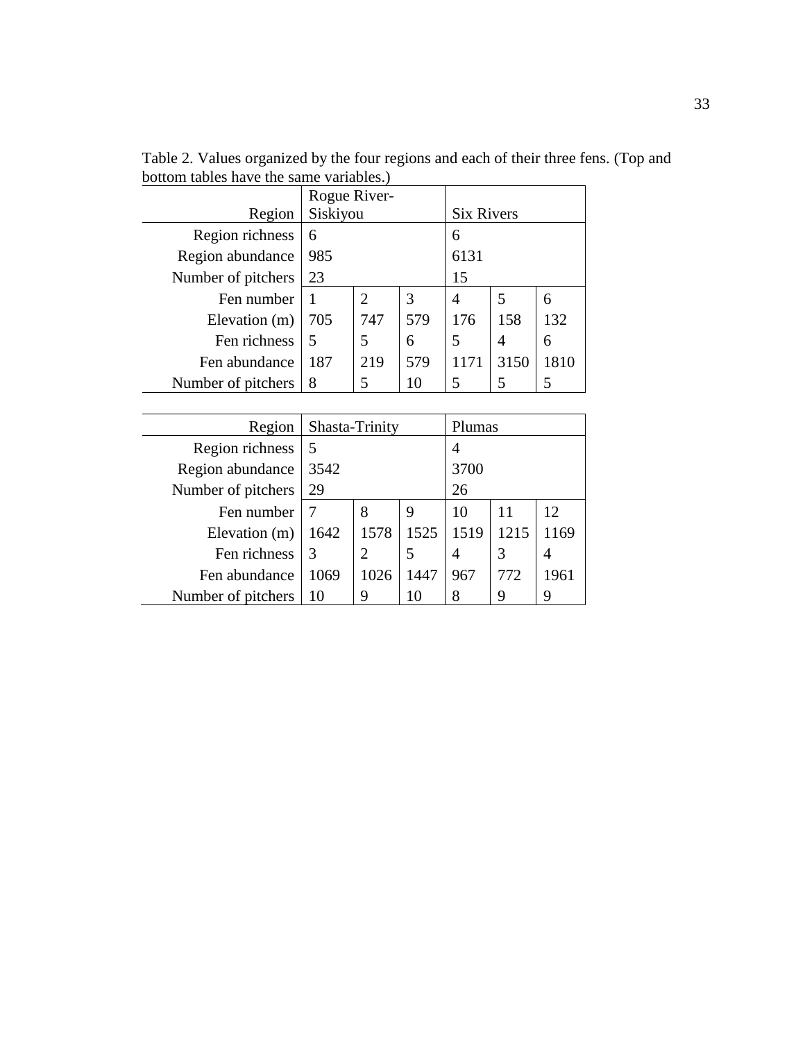Table 2. Values organized by the four regions and each of their three fens. (Top and bottom tables have the same variables.)

| Region | Rogue River-Siskiyou | | | Six Rivers | | |
|---|---|---|---|---|---|---|
| Region richness | 6 | | | 6 | | |
| Region abundance | 985 | | | 6131 | | |
| Number of pitchers | 23 | | | 15 | | |
| Fen number | 1 | 2 | 3 | 4 | 5 | 6 |
| Elevation (m) | 705 | 747 | 579 | 176 | 158 | 132 |
| Fen richness | 5 | 5 | 6 | 5 | 4 | 6 |
| Fen abundance | 187 | 219 | 579 | 1171 | 3150 | 1810 |
| Number of pitchers | 8 | 5 | 10 | 5 | 5 | 5 |

| Region | Shasta-Trinity | | | Plumas | | |
|---|---|---|---|---|---|---|
| Region richness | 5 | | | 4 | | |
| Region abundance | 3542 | | | 3700 | | |
| Number of pitchers | 29 | | | 26 | | |
| Fen number | 7 | 8 | 9 | 10 | 11 | 12 |
| Elevation (m) | 1642 | 1578 | 1525 | 1519 | 1215 | 1169 |
| Fen richness | 3 | 2 | 5 | 4 | 3 | 4 |
| Fen abundance | 1069 | 1026 | 1447 | 967 | 772 | 1961 |
| Number of pitchers | 10 | 9 | 10 | 8 | 9 | 9 |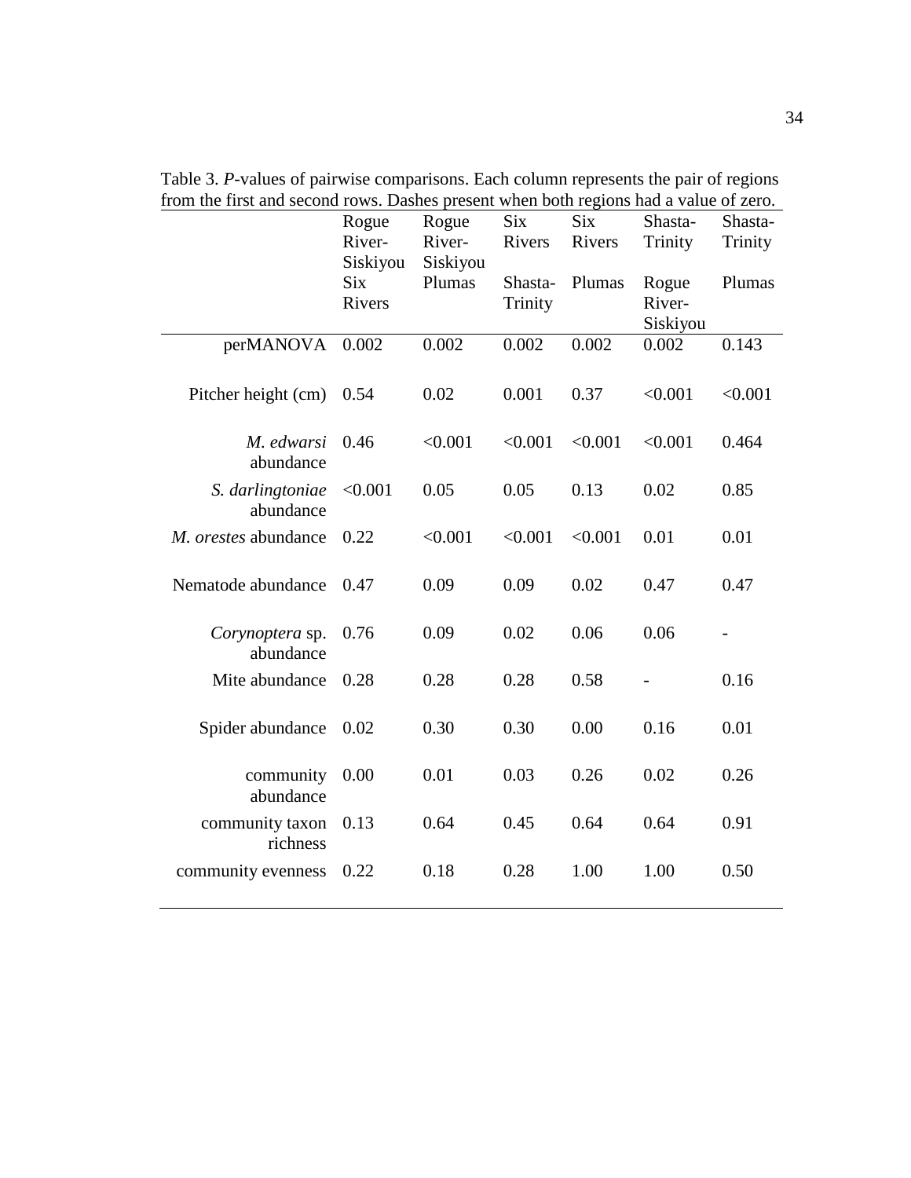Table 3. *P*-values of pairwise comparisons. Each column represents the pair of regions from the first and second rows. Dashes present when both regions had a value of zero.

| | Rogue River-Siskiyou | Rogue River-Siskiyou | Six Rivers | Six Rivers | Shasta-Trinity | Shasta-Trinity |
|---|---|---|---|---|---|---|
| | Six Rivers | Plumas | Shasta-Trinity | Plumas | Rogue River-Siskiyou | Plumas |
| perMANOVA | 0.002 | 0.002 | 0.002 | 0.002 | 0.002 | 0.143 |
| Pitcher height (cm) | 0.54 | 0.02 | 0.001 | 0.37 | <0.001 | <0.001 |
| *M. edwarsi* abundance | 0.46 | <0.001 | <0.001 | <0.001 | <0.001 | 0.464 |
| *S. darlingtoniae* abundance | <0.001 | 0.05 | 0.05 | 0.13 | 0.02 | 0.85 |
| *M. orestes* abundance | 0.22 | <0.001 | <0.001 | <0.001 | 0.01 | 0.01 |
| Nematode abundance | 0.47 | 0.09 | 0.09 | 0.02 | 0.47 | 0.47 |
| *Corynoptera* sp. abundance | 0.76 | 0.09 | 0.02 | 0.06 | 0.06 | - |
| Mite abundance | 0.28 | 0.28 | 0.28 | 0.58 | - | 0.16 |
| Spider abundance | 0.02 | 0.30 | 0.30 | 0.00 | 0.16 | 0.01 |
| community abundance | 0.00 | 0.01 | 0.03 | 0.26 | 0.02 | 0.26 |
| community taxon richness | 0.13 | 0.64 | 0.45 | 0.64 | 0.64 | 0.91 |
| community evenness | 0.22 | 0.18 | 0.28 | 1.00 | 1.00 | 0.50 |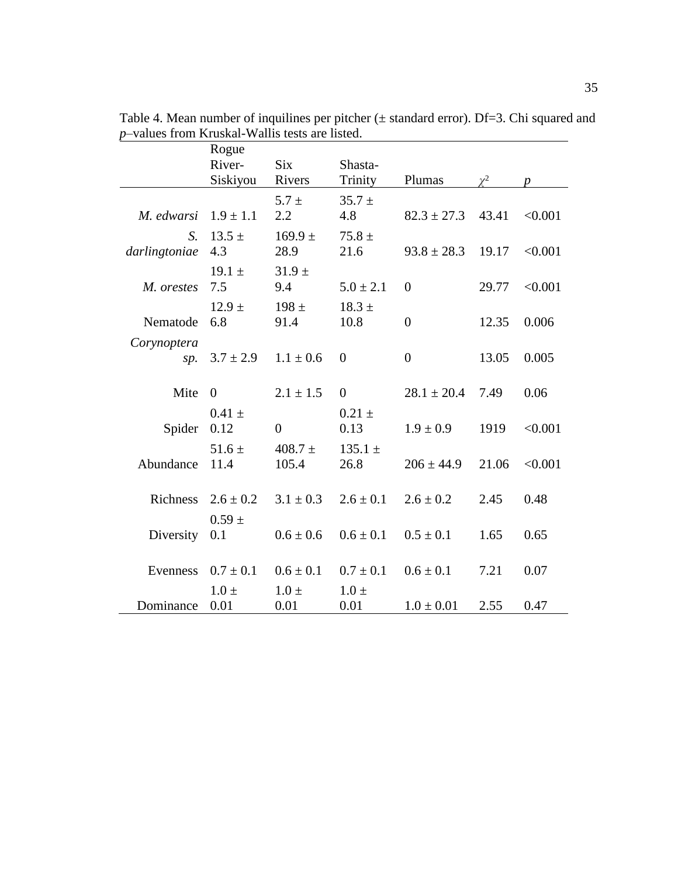Table 4. Mean number of inquilines per pitcher (± standard error). Df=3. Chi squared and *p*–values from Kruskal-Wallis tests are listed.

| | Rogue River-Siskiyou | Six Rivers | Shasta-Trinity | Plumas | $\chi^2$ | *p* |
|---|---|---|---|---|---|---|
| *M. edwarsi* | 1.9 ± 1.1 | 5.7 ± 2.2 | 35.7 ± 4.8 | 82.3 ± 27.3 | 43.41 | <0.001 |
| *S. darlingtoniae* | 13.5 ± 4.3 | 169.9 ± 28.9 | 75.8 ± 21.6 | 93.8 ± 28.3 | 19.17 | <0.001 |
| *M. orestes* | 19.1 ± 7.5 | 31.9 ± 9.4 | 5.0 ± 2.1 | 0 | 29.77 | <0.001 |
| Nematode | 12.9 ± 6.8 | 198 ± 91.4 | 18.3 ± 10.8 | 0 | 12.35 | 0.006 |
| *Corynoptera sp.* | 3.7 ± 2.9 | 1.1 ± 0.6 | 0 | 0 | 13.05 | 0.005 |
| Mite | 0 | 2.1 ± 1.5 | 0 | 28.1 ± 20.4 | 7.49 | 0.06 |
| Spider | 0.41 ± 0.12 | 0 | 0.21 ± 0.13 | 1.9 ± 0.9 | 1919 | <0.001 |
| Abundance | 51.6 ± 11.4 | 408.7 ± 105.4 | 135.1 ± 26.8 | 206 ± 44.9 | 21.06 | <0.001 |
| Richness | 2.6 ± 0.2 | 3.1 ± 0.3 | 2.6 ± 0.1 | 2.6 ± 0.2 | 2.45 | 0.48 |
| Diversity | 0.59 ± 0.1 | 0.6 ± 0.6 | 0.6 ± 0.1 | 0.5 ± 0.1 | 1.65 | 0.65 |
| Evenness | 0.7 ± 0.1 | 0.6 ± 0.1 | 0.7 ± 0.1 | 0.6 ± 0.1 | 7.21 | 0.07 |
| Dominance | 1.0 ± 0.01 | 1.0 ± 0.01 | 1.0 ± 0.01 | 1.0 ± 0.01 | 2.55 | 0.47 |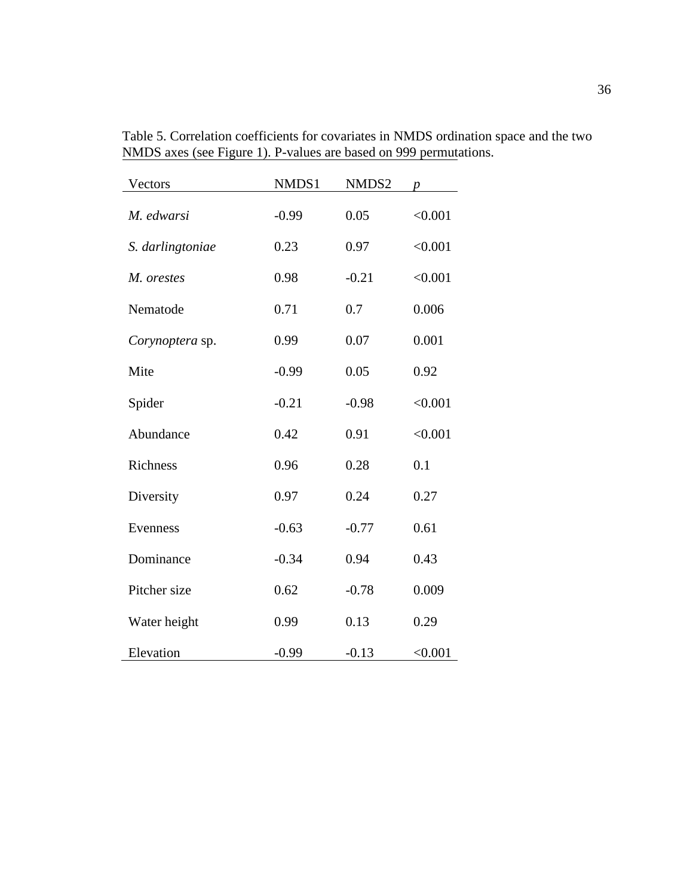Table 5. Correlation coefficients for covariates in NMDS ordination space and the two NMDS axes (see Figure 1). P-values are based on 999 permutations.

| Vectors | NMDS1 | NMDS2 | *p* |
|---|---|---|---|
| *M. edwarsi* | -0.99 | 0.05 | <0.001 |
| *S. darlingtoniae* | 0.23 | 0.97 | <0.001 |
| *M. orestes* | 0.98 | -0.21 | <0.001 |
| Nematode | 0.71 | 0.7 | 0.006 |
| *Corynoptera* sp. | 0.99 | 0.07 | 0.001 |
| Mite | -0.99 | 0.05 | 0.92 |
| Spider | -0.21 | -0.98 | <0.001 |
| Abundance | 0.42 | 0.91 | <0.001 |
| Richness | 0.96 | 0.28 | 0.1 |
| Diversity | 0.97 | 0.24 | 0.27 |
| Evenness | -0.63 | -0.77 | 0.61 |
| Dominance | -0.34 | 0.94 | 0.43 |
| Pitcher size | 0.62 | -0.78 | 0.009 |
| Water height | 0.99 | 0.13 | 0.29 |
| Elevation | -0.99 | -0.13 | <0.001 |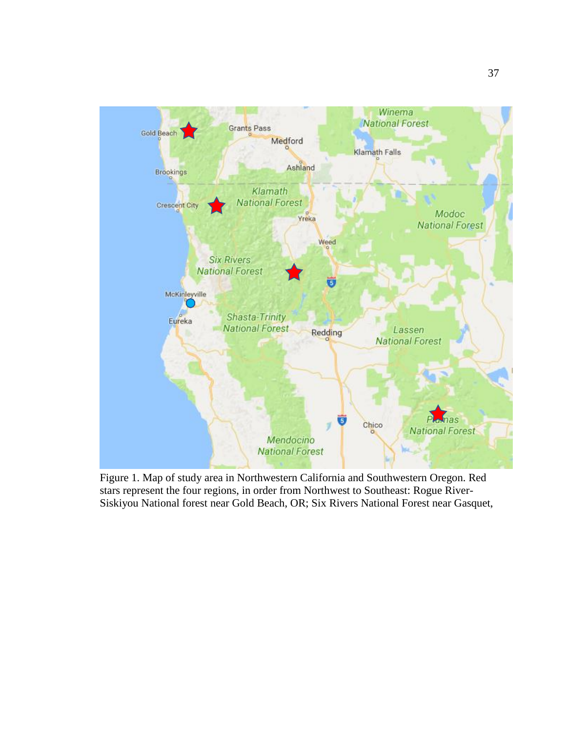Figure 1. Map of study area in Northwestern California and Southwestern Oregon. Red stars represent the four regions, in order from Northwest to Southeast: Rogue River-Siskiyou National forest near Gold Beach, OR; Six Rivers National Forest near Gasquet,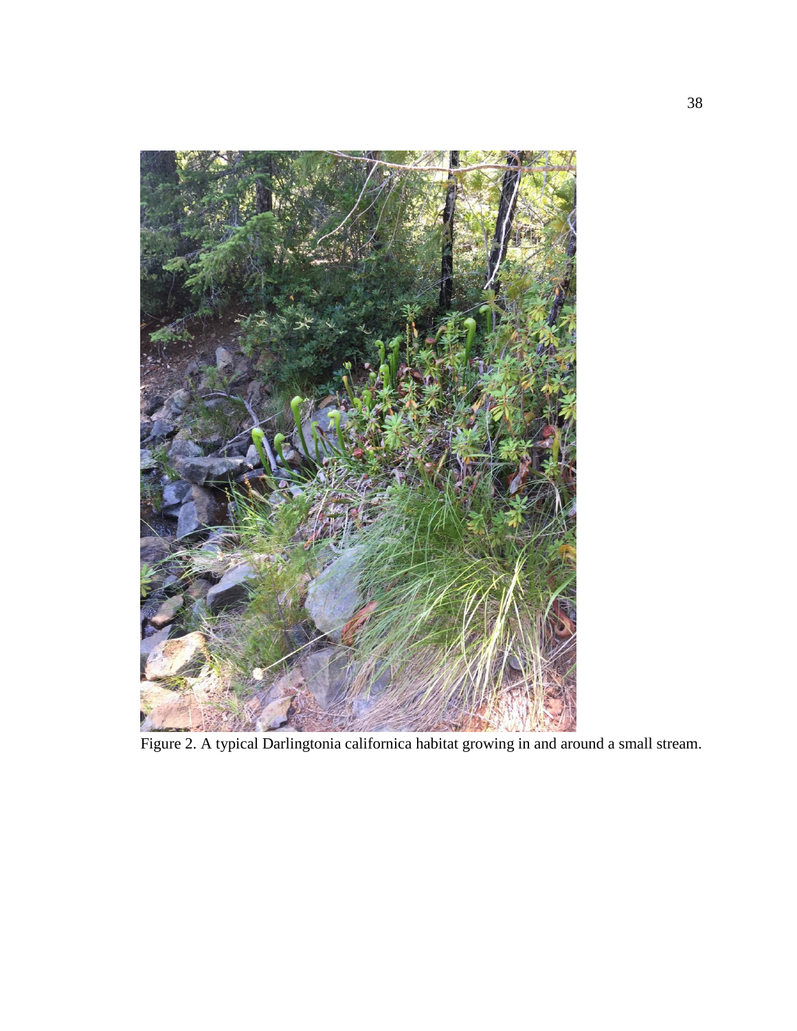Figure 2. A typical Darlingtonia californica habitat growing in and around a small stream.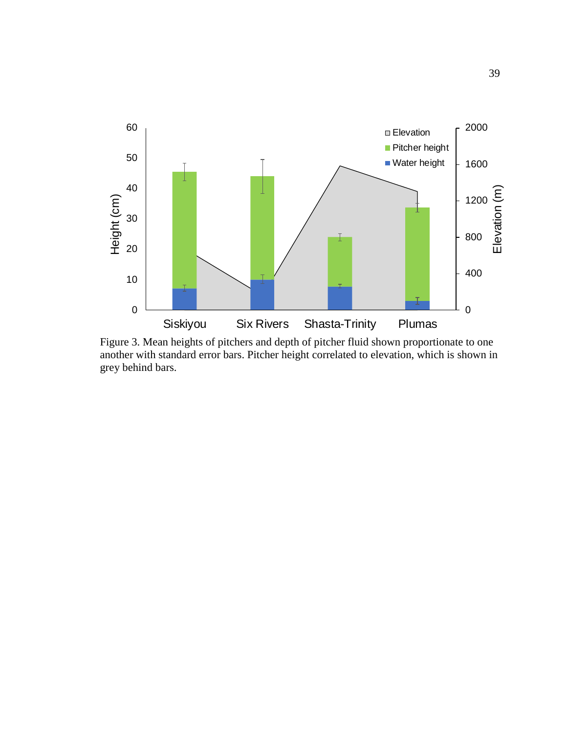Figure 3. Mean heights of pitchers and depth of pitcher fluid shown proportionate to one another with standard error bars. Pitcher height correlated to elevation, which is shown in grey behind bars.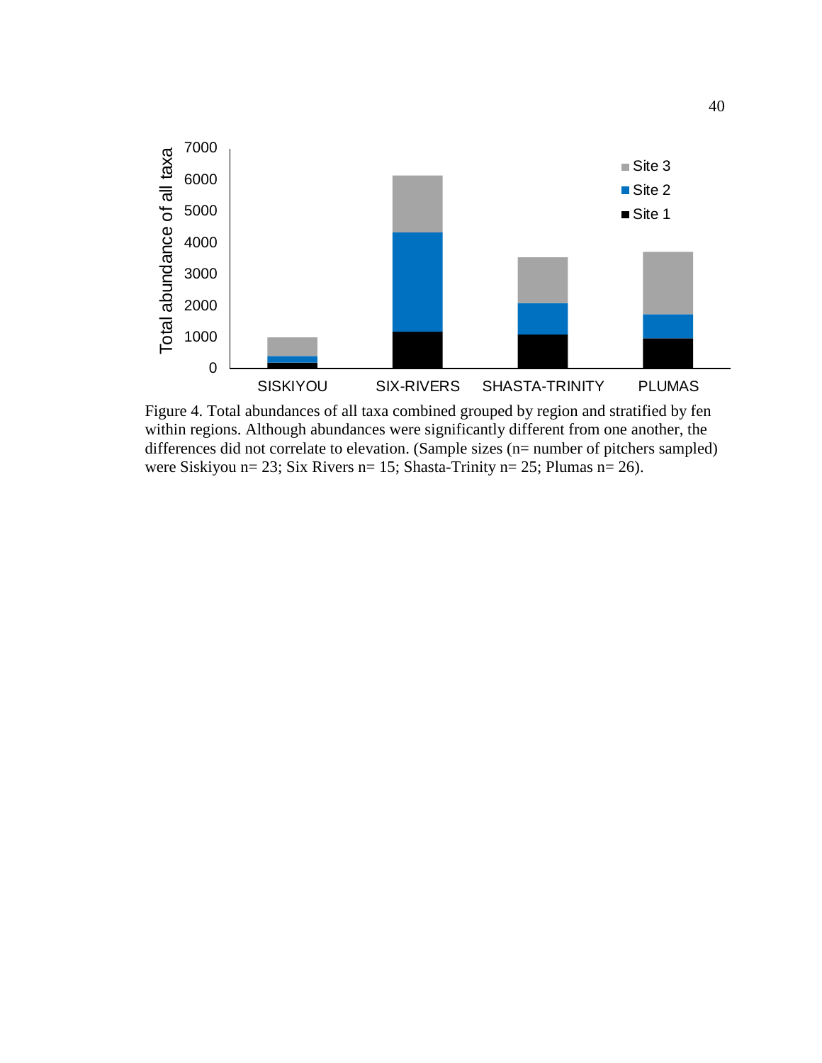Figure 4. Total abundances of all taxa combined grouped by region and stratified by fen within regions. Although abundances were significantly different from one another, the differences did not correlate to elevation. (Sample sizes (n= number of pitchers sampled) were Siskiyou n= 23; Six Rivers n= 15; Shasta-Trinity n= 25; Plumas n= 26).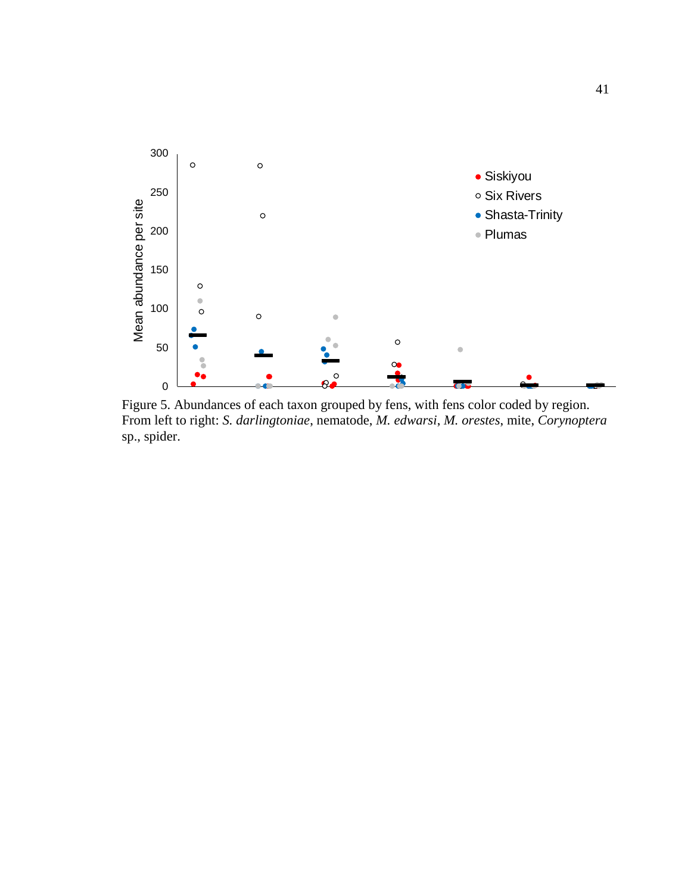Figure 5. Abundances of each taxon grouped by fens, with fens color coded by region. From left to right: *S. darlingtoniae*, nematode, *M. edwarsi*, *M. orestes*, mite, *Corynoptera* sp., spider.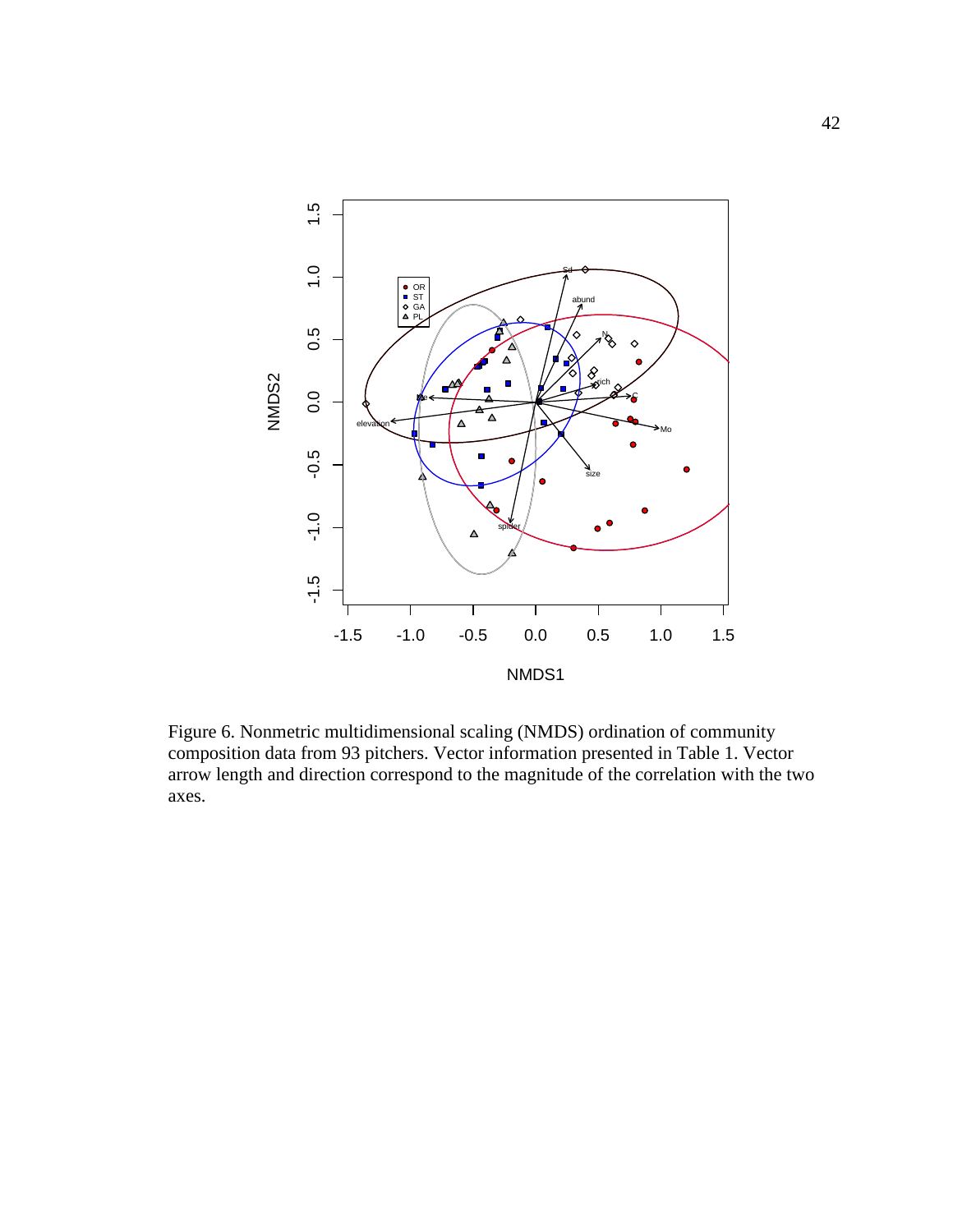Figure 6. Nonmetric multidimensional scaling (NMDS) ordination of community composition data from 93 pitchers. Vector information presented in Table 1. Vector arrow length and direction correspond to the magnitude of the correlation with the two axes.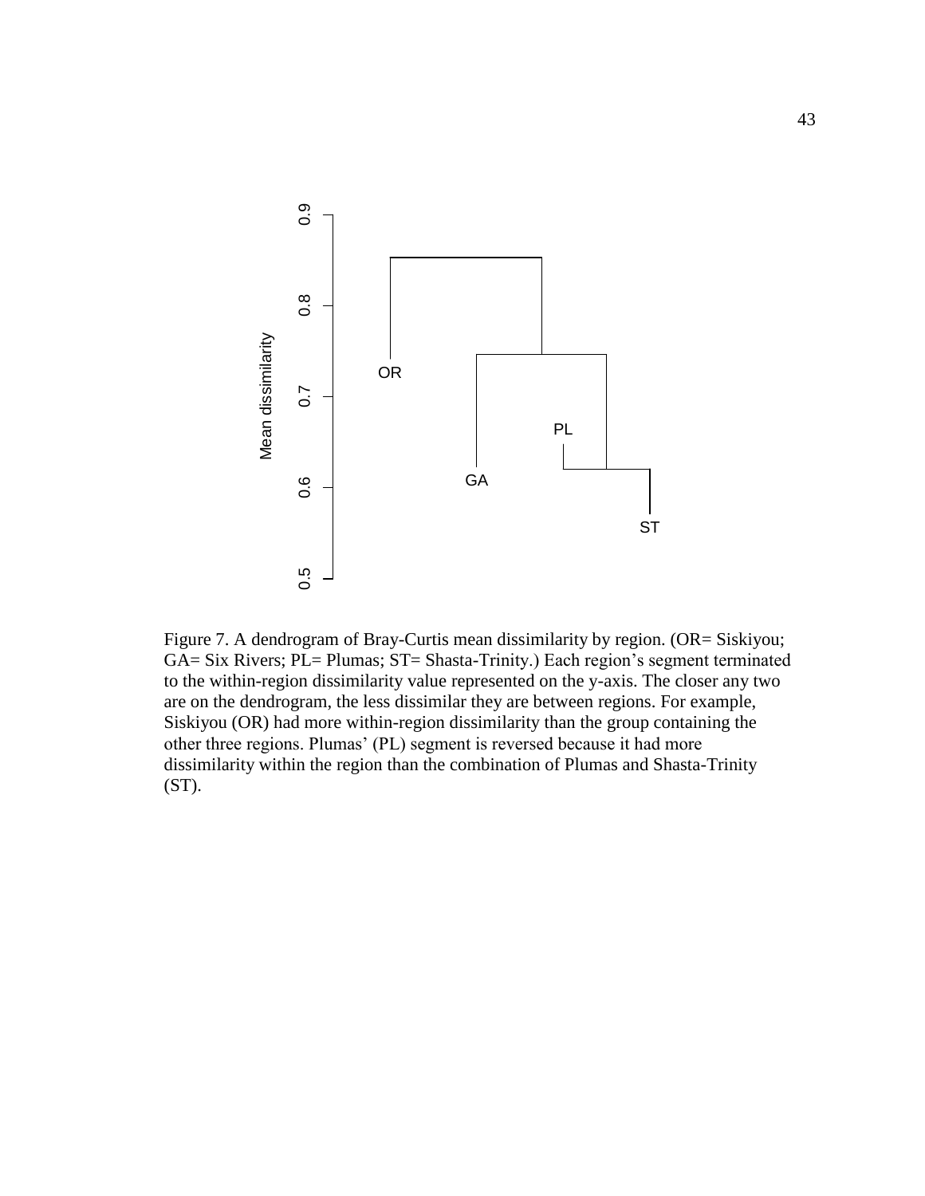Figure 7. A dendrogram of Bray-Curtis mean dissimilarity by region. (OR= Siskiyou; GA= Six Rivers; PL= Plumas; ST= Shasta-Trinity.) Each region's segment terminated to the within-region dissimilarity value represented on the y-axis. The closer any two are on the dendrogram, the less dissimilar they are between regions. For example, Siskiyou (OR) had more within-region dissimilarity than the group containing the other three regions. Plumas' (PL) segment is reversed because it had more dissimilarity within the region than the combination of Plumas and Shasta-Trinity (ST).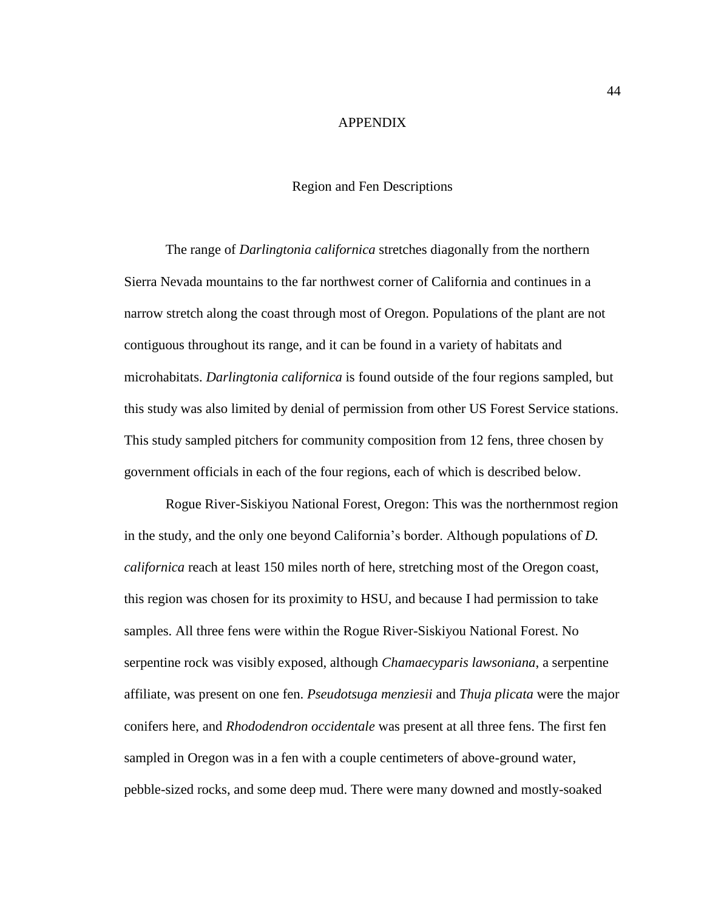# APPENDIX

## Region and Fen Descriptions

The range of *Darlingtonia californica* stretches diagonally from the northern Sierra Nevada mountains to the far northwest corner of California and continues in a narrow stretch along the coast through most of Oregon. Populations of the plant are not contiguous throughout its range, and it can be found in a variety of habitats and microhabitats. *Darlingtonia californica* is found outside of the four regions sampled, but this study was also limited by denial of permission from other US Forest Service stations. This study sampled pitchers for community composition from 12 fens, three chosen by government officials in each of the four regions, each of which is described below.

Rogue River-Siskiyou National Forest, Oregon: This was the northernmost region in the study, and the only one beyond California's border. Although populations of *D. californica* reach at least 150 miles north of here, stretching most of the Oregon coast, this region was chosen for its proximity to HSU, and because I had permission to take samples. All three fens were within the Rogue River-Siskiyou National Forest. No serpentine rock was visibly exposed, although *Chamaecyparis lawsoniana*, a serpentine affiliate, was present on one fen. *Pseudotsuga menziesii* and *Thuja plicata* were the major conifers here, and *Rhododendron occidentale* was present at all three fens. The first fen sampled in Oregon was in a fen with a couple centimeters of above-ground water, pebble-sized rocks, and some deep mud. There were many downed and mostly-soaked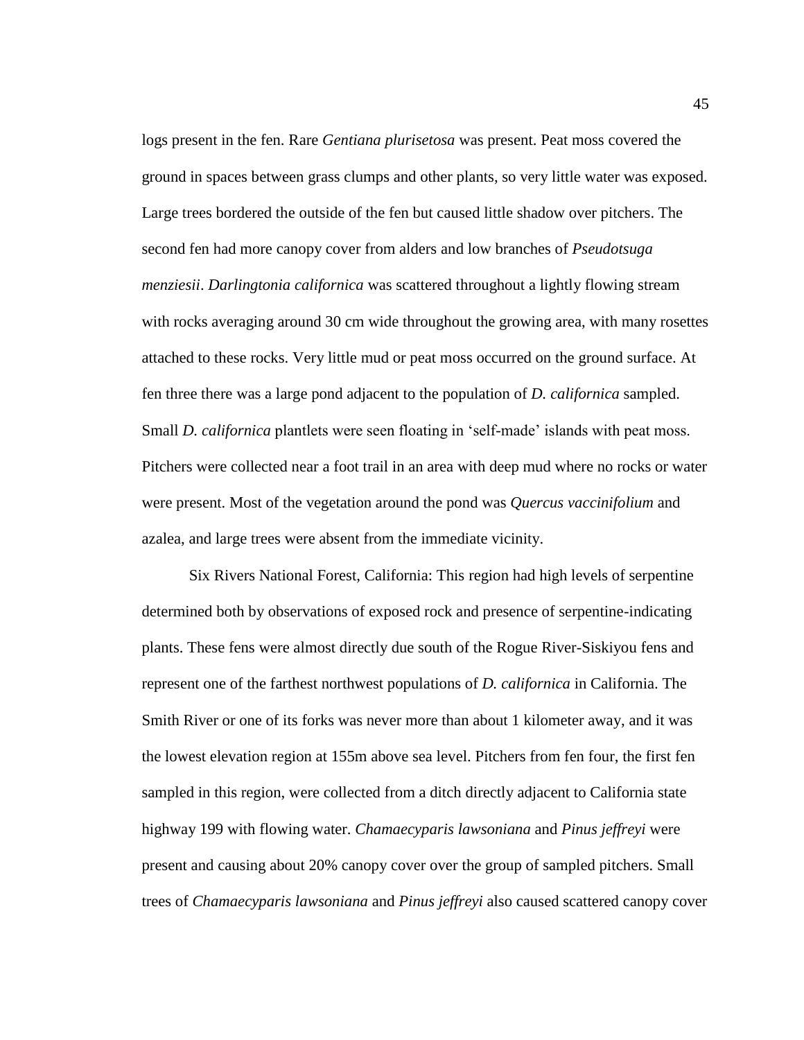logs present in the fen. Rare *Gentiana plurisetosa* was present. Peat moss covered the ground in spaces between grass clumps and other plants, so very little water was exposed. Large trees bordered the outside of the fen but caused little shadow over pitchers. The second fen had more canopy cover from alders and low branches of *Pseudotsuga menziesii*. *Darlingtonia californica* was scattered throughout a lightly flowing stream with rocks averaging around 30 cm wide throughout the growing area, with many rosettes attached to these rocks. Very little mud or peat moss occurred on the ground surface. At fen three there was a large pond adjacent to the population of *D. californica* sampled. Small *D. californica* plantlets were seen floating in 'self-made' islands with peat moss. Pitchers were collected near a foot trail in an area with deep mud where no rocks or water were present. Most of the vegetation around the pond was *Quercus vaccinifolium* and azalea, and large trees were absent from the immediate vicinity.

Six Rivers National Forest, California: This region had high levels of serpentine determined both by observations of exposed rock and presence of serpentine-indicating plants. These fens were almost directly due south of the Rogue River-Siskiyou fens and represent one of the farthest northwest populations of *D. californica* in California. The Smith River or one of its forks was never more than about 1 kilometer away, and it was the lowest elevation region at 155m above sea level. Pitchers from fen four, the first fen sampled in this region, were collected from a ditch directly adjacent to California state highway 199 with flowing water. *Chamaecyparis lawsoniana* and *Pinus jeffreyi* were present and causing about 20% canopy cover over the group of sampled pitchers. Small trees of *Chamaecyparis lawsoniana* and *Pinus jeffreyi* also caused scattered canopy cover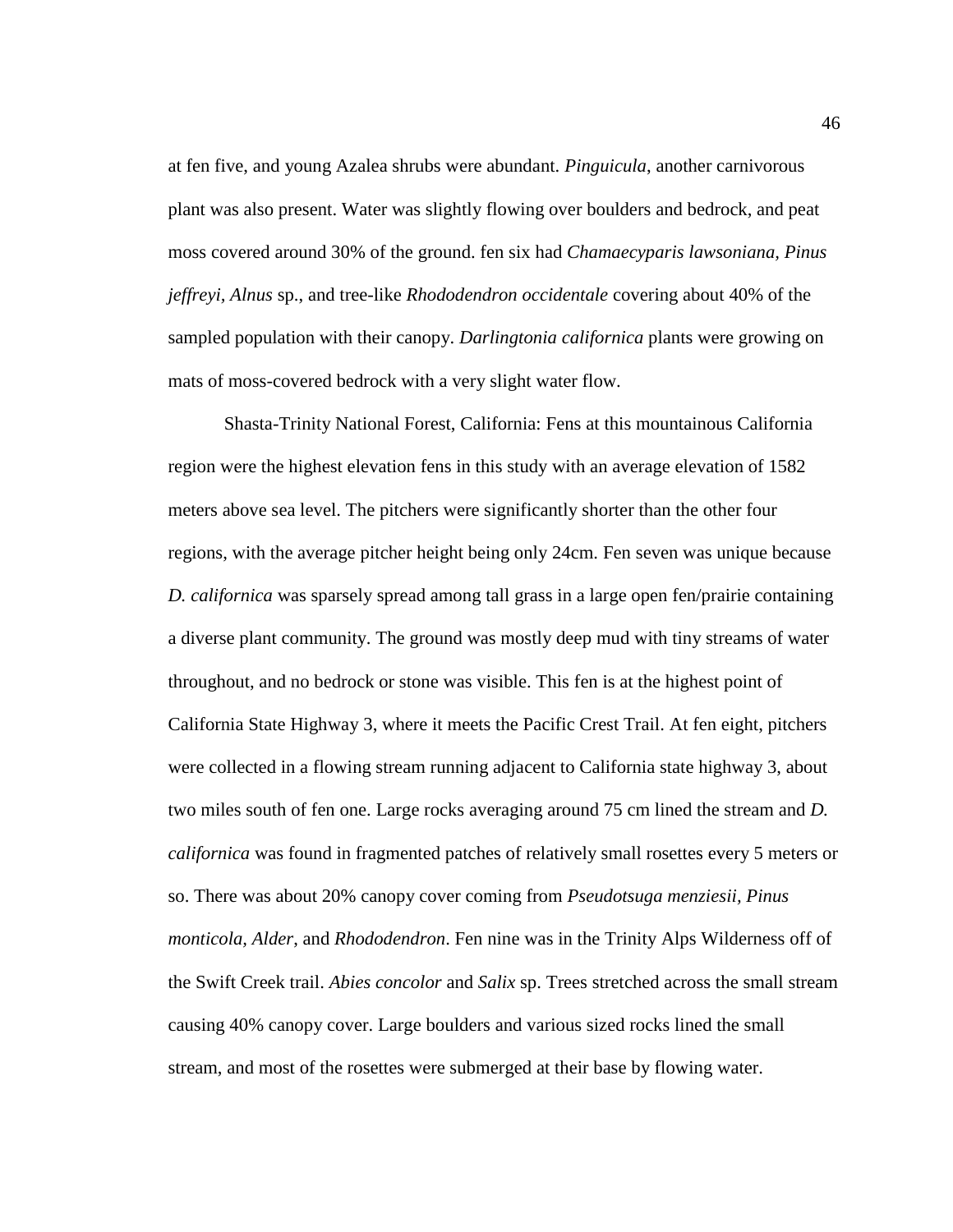at fen five, and young Azalea shrubs were abundant. *Pinguicula*, another carnivorous plant was also present. Water was slightly flowing over boulders and bedrock, and peat moss covered around 30% of the ground. fen six had *Chamaecyparis lawsoniana, Pinus jeffreyi, Alnus* sp., and tree-like *Rhododendron occidentale* covering about 40% of the sampled population with their canopy. *Darlingtonia californica* plants were growing on mats of moss-covered bedrock with a very slight water flow.

Shasta-Trinity National Forest, California: Fens at this mountainous California region were the highest elevation fens in this study with an average elevation of 1582 meters above sea level. The pitchers were significantly shorter than the other four regions, with the average pitcher height being only 24cm. Fen seven was unique because *D. californica* was sparsely spread among tall grass in a large open fen/prairie containing a diverse plant community. The ground was mostly deep mud with tiny streams of water throughout, and no bedrock or stone was visible. This fen is at the highest point of California State Highway 3, where it meets the Pacific Crest Trail. At fen eight, pitchers were collected in a flowing stream running adjacent to California state highway 3, about two miles south of fen one. Large rocks averaging around 75 cm lined the stream and *D. californica* was found in fragmented patches of relatively small rosettes every 5 meters or so. There was about 20% canopy cover coming from *Pseudotsuga menziesii, Pinus monticola, Alder*, and *Rhododendron*. Fen nine was in the Trinity Alps Wilderness off of the Swift Creek trail. *Abies concolor* and *Salix* sp. Trees stretched across the small stream causing 40% canopy cover. Large boulders and various sized rocks lined the small stream, and most of the rosettes were submerged at their base by flowing water.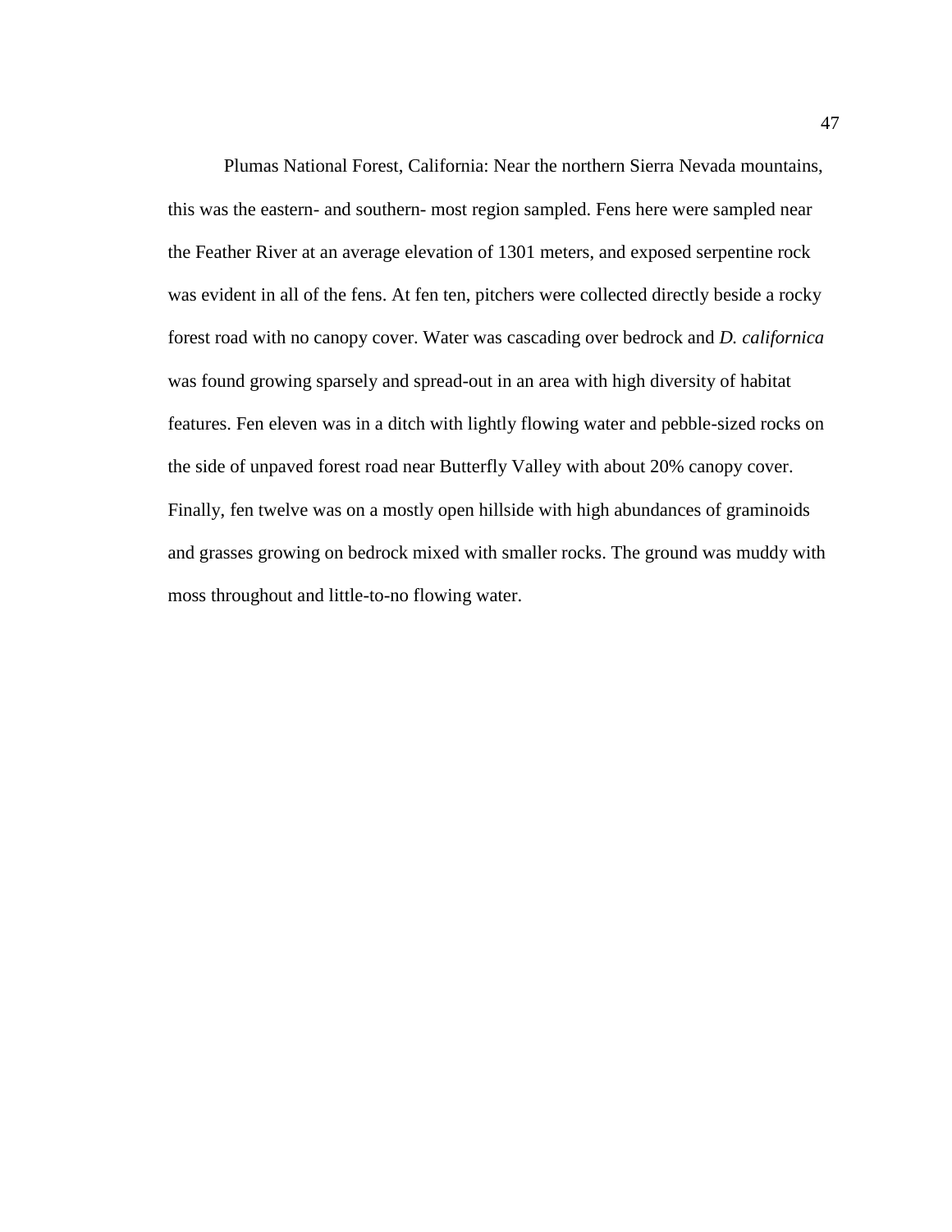Plumas National Forest, California: Near the northern Sierra Nevada mountains, this was the eastern- and southern- most region sampled. Fens here were sampled near the Feather River at an average elevation of 1301 meters, and exposed serpentine rock was evident in all of the fens. At fen ten, pitchers were collected directly beside a rocky forest road with no canopy cover. Water was cascading over bedrock and *D. californica* was found growing sparsely and spread-out in an area with high diversity of habitat features. Fen eleven was in a ditch with lightly flowing water and pebble-sized rocks on the side of unpaved forest road near Butterfly Valley with about 20% canopy cover. Finally, fen twelve was on a mostly open hillside with high abundances of graminoids and grasses growing on bedrock mixed with smaller rocks. The ground was muddy with moss throughout and little-to-no flowing water.